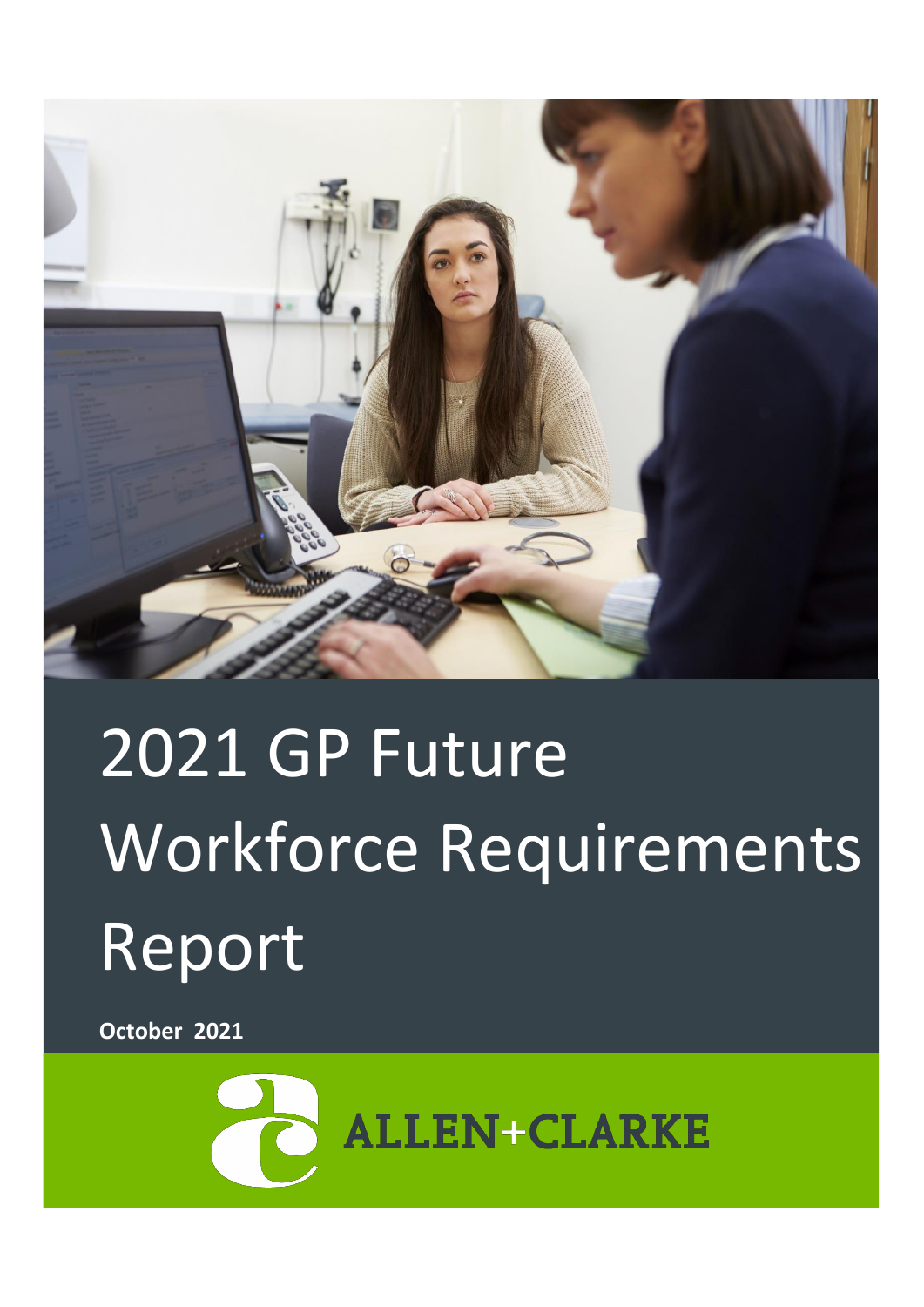# 2021 GP Future Workforce Requirements Report

**October 2021**

ALLEN+CLARKE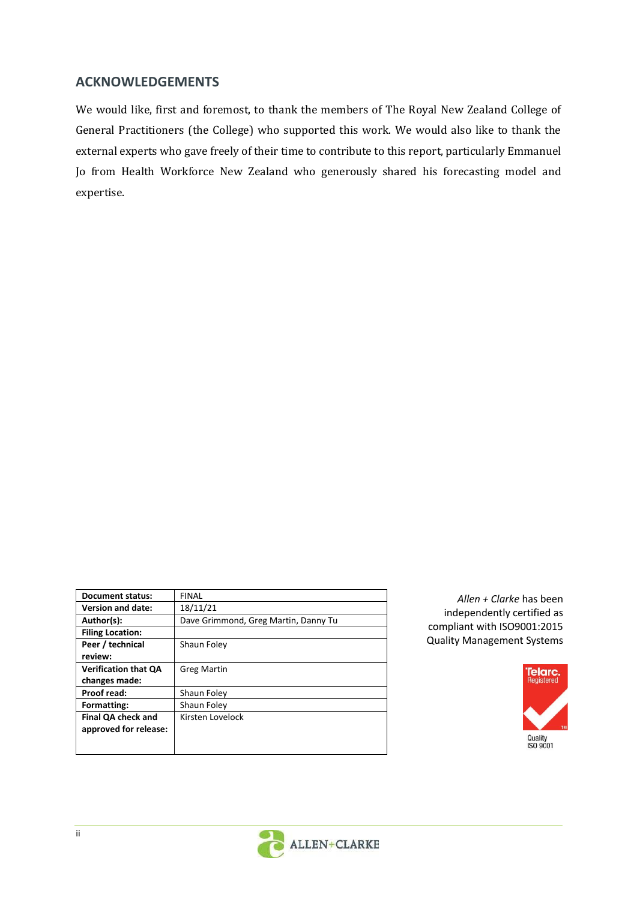## ACKNOWLEDGEMENTS

We would like, first and foremost, to thank the members of The Royal New Zealand College of General Practitioners (the College) who supported this work. We would also like to thank the external experts who gave freely of their time to contribute to this report, particularly Emmanuel Jo from Health Workforce New Zealand who generously shared his forecasting model and expertise.

| **Document status:** | FINAL |
|---|---|
| **Version and date:** | 18/11/21 |
| **Author(s):** | Dave Grimmond, Greg Martin, Danny Tu |
| **Filing Location:** | |
| **Peer / technical review:** | Shaun Foley |
| **Verification that QA changes made:** | Greg Martin |
| **Proof read:** | Shaun Foley |
| **Formatting:** | Shaun Foley |
| **Final QA check and approved for release:** | Kirsten Lovelock |

*Allen + Clarke* has been independently certified as compliant with ISO9001:2015 Quality Management Systems

Telarc. Registered
Quality ISO 9001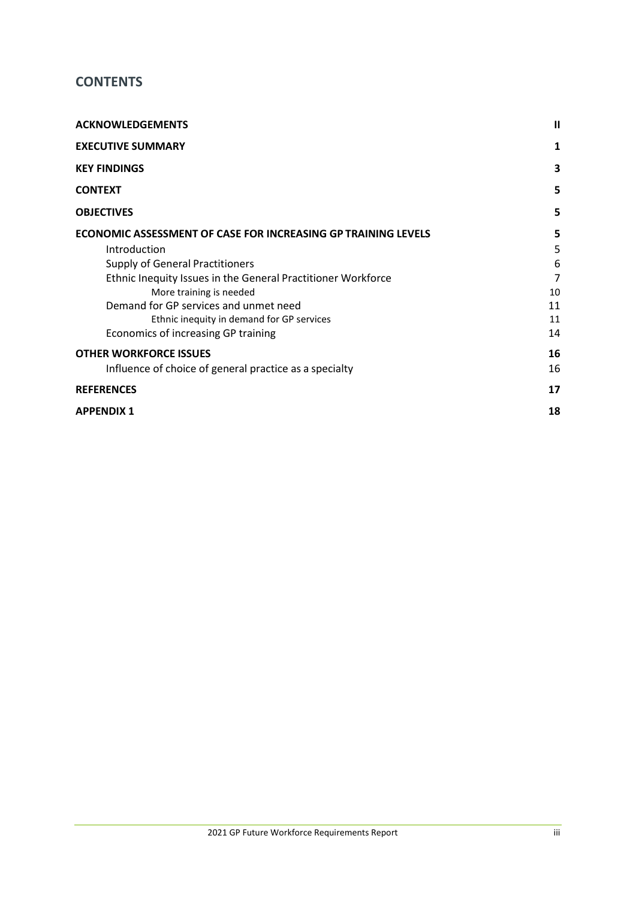## CONTENTS

| | |
|---|---|
| **ACKNOWLEDGEMENTS** | **II** |
| **EXECUTIVE SUMMARY** | **1** |
| **KEY FINDINGS** | **3** |
| **CONTEXT** | **5** |
| **OBJECTIVES** | **5** |
| **ECONOMIC ASSESSMENT OF CASE FOR INCREASING GP TRAINING LEVELS** | **5** |
| Introduction | 5 |
| Supply of General Practitioners | 6 |
| Ethnic Inequity Issues in the General Practitioner Workforce | 7 |
| More training is needed | 10 |
| Demand for GP services and unmet need | 11 |
| Ethnic inequity in demand for GP services | 11 |
| Economics of increasing GP training | 14 |
| **OTHER WORKFORCE ISSUES** | **16** |
| Influence of choice of general practice as a specialty | 16 |
| **REFERENCES** | **17** |
| **APPENDIX 1** | **18** |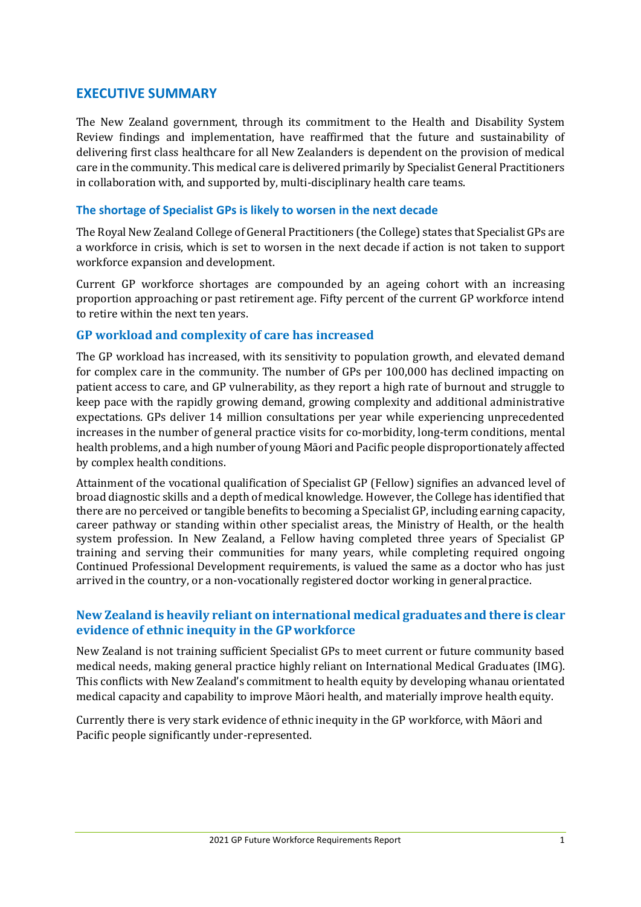## EXECUTIVE SUMMARY

The New Zealand government, through its commitment to the Health and Disability System Review findings and implementation, have reaffirmed that the future and sustainability of delivering first class healthcare for all New Zealanders is dependent on the provision of medical care in the community. This medical care is delivered primarily by Specialist General Practitioners in collaboration with, and supported by, multi-disciplinary health care teams.

### The shortage of Specialist GPs is likely to worsen in the next decade

The Royal New Zealand College of General Practitioners (the College) states that Specialist GPs are a workforce in crisis, which is set to worsen in the next decade if action is not taken to support workforce expansion and development.

Current GP workforce shortages are compounded by an ageing cohort with an increasing proportion approaching or past retirement age. Fifty percent of the current GP workforce intend to retire within the next ten years.

### GP workload and complexity of care has increased

The GP workload has increased, with its sensitivity to population growth, and elevated demand for complex care in the community. The number of GPs per 100,000 has declined impacting on patient access to care, and GP vulnerability, as they report a high rate of burnout and struggle to keep pace with the rapidly growing demand, growing complexity and additional administrative expectations. GPs deliver 14 million consultations per year while experiencing unprecedented increases in the number of general practice visits for co-morbidity, long-term conditions, mental health problems, and a high number of young Māori and Pacific people disproportionately affected by complex health conditions.

Attainment of the vocational qualification of Specialist GP (Fellow) signifies an advanced level of broad diagnostic skills and a depth of medical knowledge. However, the College has identified that there are no perceived or tangible benefits to becoming a Specialist GP, including earning capacity, career pathway or standing within other specialist areas, the Ministry of Health, or the health system profession. In New Zealand, a Fellow having completed three years of Specialist GP training and serving their communities for many years, while completing required ongoing Continued Professional Development requirements, is valued the same as a doctor who has just arrived in the country, or a non-vocationally registered doctor working in general practice.

### New Zealand is heavily reliant on international medical graduates and there is clear evidence of ethnic inequity in the GP workforce

New Zealand is not training sufficient Specialist GPs to meet current or future community based medical needs, making general practice highly reliant on International Medical Graduates (IMG). This conflicts with New Zealand's commitment to health equity by developing whanau orientated medical capacity and capability to improve Māori health, and materially improve health equity.

Currently there is very stark evidence of ethnic inequity in the GP workforce, with Māori and Pacific people significantly under-represented.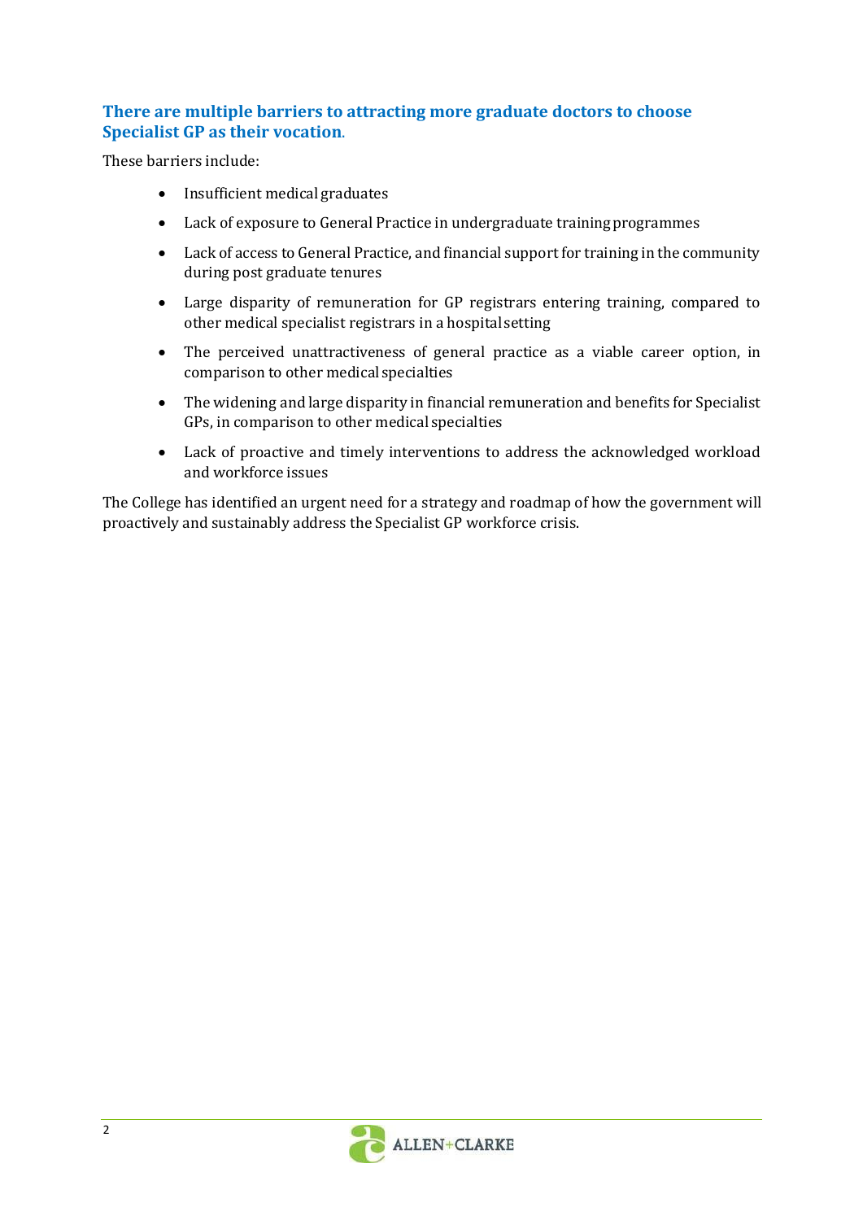### There are multiple barriers to attracting more graduate doctors to choose Specialist GP as their vocation.

These barriers include:

- Insufficient medical graduates
- Lack of exposure to General Practice in undergraduate training programmes
- Lack of access to General Practice, and financial support for training in the community during post graduate tenures
- Large disparity of remuneration for GP registrars entering training, compared to other medical specialist registrars in a hospital setting
- The perceived unattractiveness of general practice as a viable career option, in comparison to other medical specialties
- The widening and large disparity in financial remuneration and benefits for Specialist GPs, in comparison to other medical specialties
- Lack of proactive and timely interventions to address the acknowledged workload and workforce issues

The College has identified an urgent need for a strategy and roadmap of how the government will proactively and sustainably address the Specialist GP workforce crisis.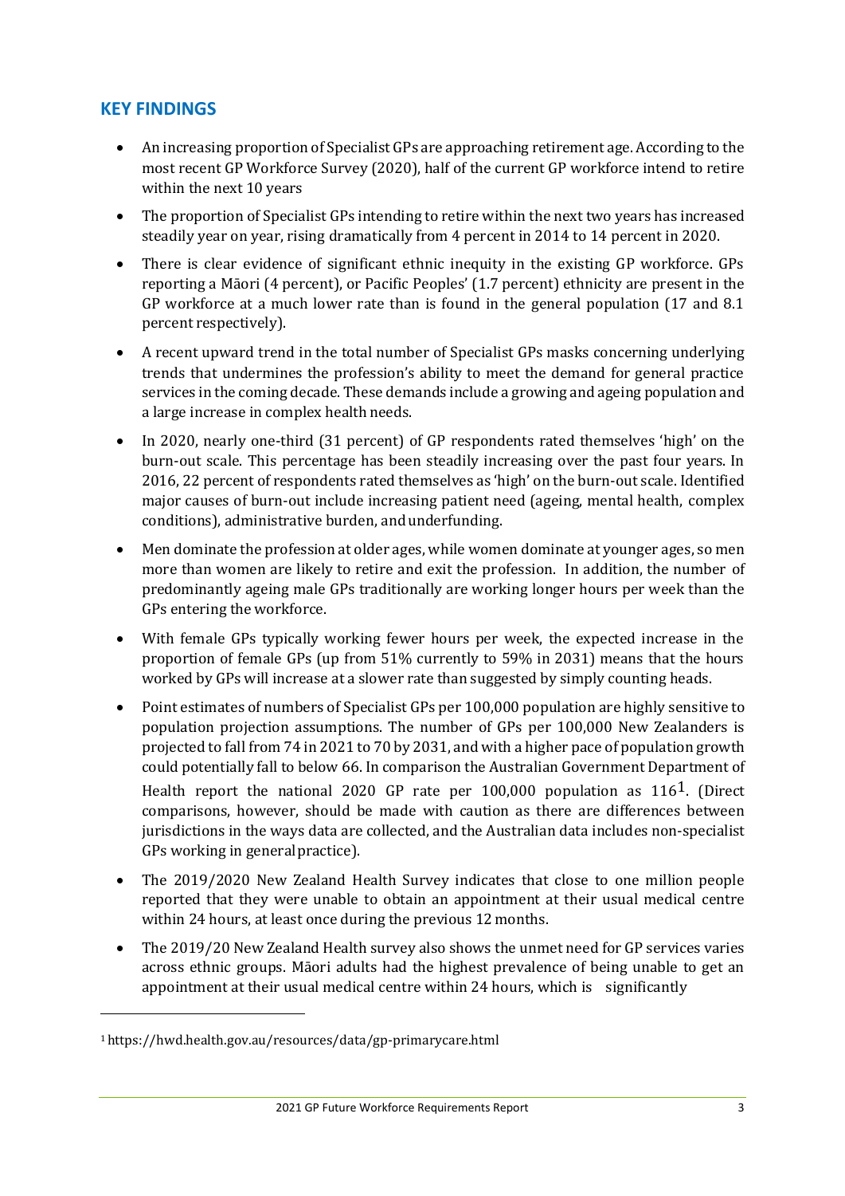## KEY FINDINGS

- An increasing proportion of Specialist GPs are approaching retirement age. According to the most recent GP Workforce Survey (2020), half of the current GP workforce intend to retire within the next 10 years
- The proportion of Specialist GPs intending to retire within the next two years has increased steadily year on year, rising dramatically from 4 percent in 2014 to 14 percent in 2020.
- There is clear evidence of significant ethnic inequity in the existing GP workforce. GPs reporting a Māori (4 percent), or Pacific Peoples' (1.7 percent) ethnicity are present in the GP workforce at a much lower rate than is found in the general population (17 and 8.1 percent respectively).
- A recent upward trend in the total number of Specialist GPs masks concerning underlying trends that undermines the profession's ability to meet the demand for general practice services in the coming decade. These demands include a growing and ageing population and a large increase in complex health needs.
- In 2020, nearly one-third (31 percent) of GP respondents rated themselves 'high' on the burn-out scale. This percentage has been steadily increasing over the past four years. In 2016, 22 percent of respondents rated themselves as 'high' on the burn-out scale. Identified major causes of burn-out include increasing patient need (ageing, mental health, complex conditions), administrative burden, and underfunding.
- Men dominate the profession at older ages, while women dominate at younger ages, so men more than women are likely to retire and exit the profession. In addition, the number of predominantly ageing male GPs traditionally are working longer hours per week than the GPs entering the workforce.
- With female GPs typically working fewer hours per week, the expected increase in the proportion of female GPs (up from 51% currently to 59% in 2031) means that the hours worked by GPs will increase at a slower rate than suggested by simply counting heads.
- Point estimates of numbers of Specialist GPs per 100,000 population are highly sensitive to population projection assumptions. The number of GPs per 100,000 New Zealanders is projected to fall from 74 in 2021 to 70 by 2031, and with a higher pace of population growth could potentially fall to below 66. In comparison the Australian Government Department of Health report the national 2020 GP rate per 100,000 population as 116[1]. (Direct comparisons, however, should be made with caution as there are differences between jurisdictions in the ways data are collected, and the Australian data includes non-specialist GPs working in general practice).
- The 2019/2020 New Zealand Health Survey indicates that close to one million people reported that they were unable to obtain an appointment at their usual medical centre within 24 hours, at least once during the previous 12 months.
- The 2019/20 New Zealand Health survey also shows the unmet need for GP services varies across ethnic groups. Māori adults had the highest prevalence of being unable to get an appointment at their usual medical centre within 24 hours, which is significantly

[1] https://hwd.health.gov.au/resources/data/gp-primarycare.html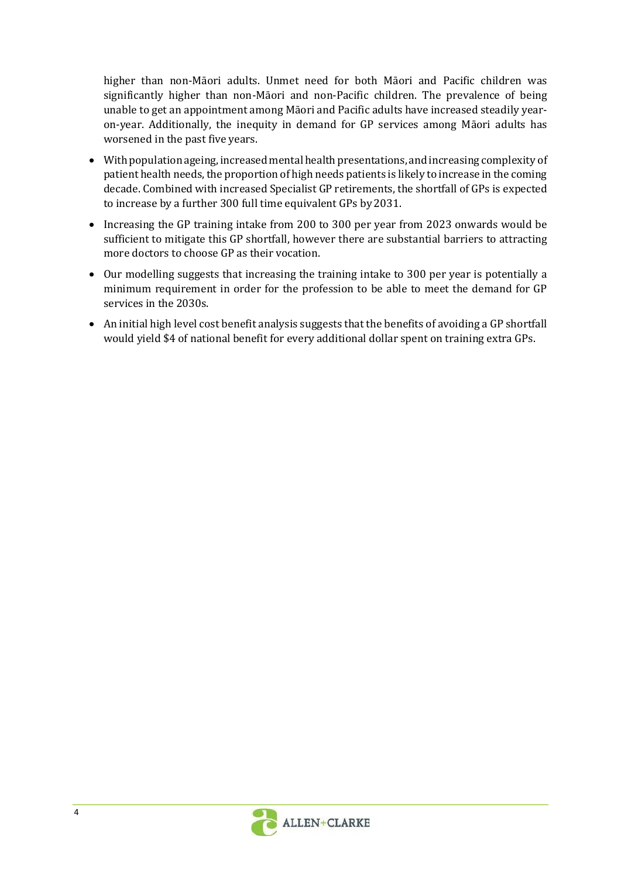higher than non-Māori adults. Unmet need for both Māori and Pacific children was significantly higher than non-Māori and non-Pacific children. The prevalence of being unable to get an appointment among Māori and Pacific adults have increased steadily year-on-year. Additionally, the inequity in demand for GP services among Māori adults has worsened in the past five years.

- With population ageing, increased mental health presentations, and increasing complexity of patient health needs, the proportion of high needs patients is likely to increase in the coming decade. Combined with increased Specialist GP retirements, the shortfall of GPs is expected to increase by a further 300 full time equivalent GPs by 2031.
- Increasing the GP training intake from 200 to 300 per year from 2023 onwards would be sufficient to mitigate this GP shortfall, however there are substantial barriers to attracting more doctors to choose GP as their vocation.
- Our modelling suggests that increasing the training intake to 300 per year is potentially a minimum requirement in order for the profession to be able to meet the demand for GP services in the 2030s.
- An initial high level cost benefit analysis suggests that the benefits of avoiding a GP shortfall would yield $4 of national benefit for every additional dollar spent on training extra GPs.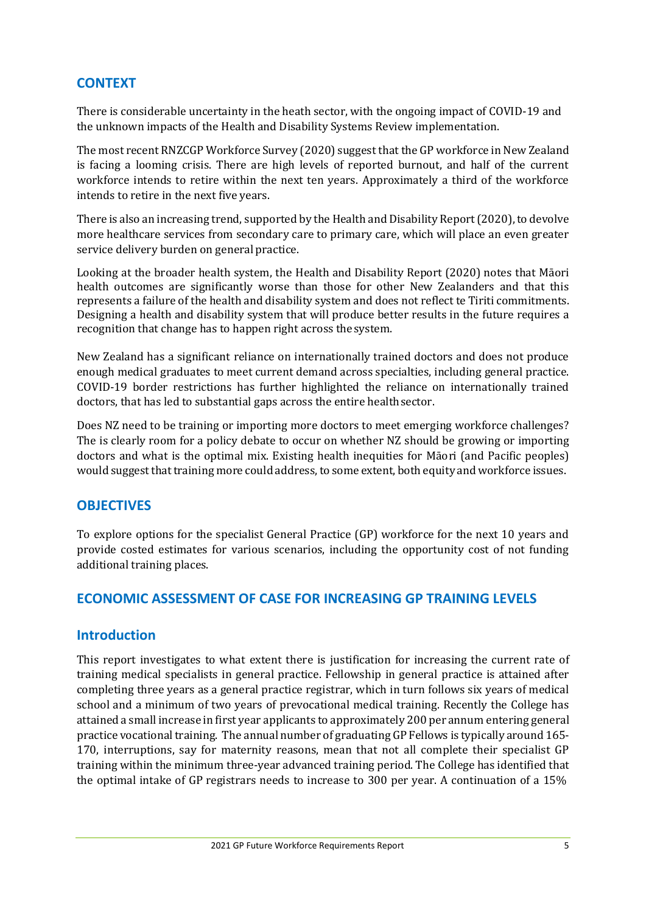## CONTEXT

There is considerable uncertainty in the heath sector, with the ongoing impact of COVID-19 and the unknown impacts of the Health and Disability Systems Review implementation.

The most recent RNZCGP Workforce Survey (2020) suggest that the GP workforce in New Zealand is facing a looming crisis. There are high levels of reported burnout, and half of the current workforce intends to retire within the next ten years. Approximately a third of the workforce intends to retire in the next five years.

There is also an increasing trend, supported by the Health and Disability Report (2020), to devolve more healthcare services from secondary care to primary care, which will place an even greater service delivery burden on general practice.

Looking at the broader health system, the Health and Disability Report (2020) notes that Māori health outcomes are significantly worse than those for other New Zealanders and that this represents a failure of the health and disability system and does not reflect te Tiriti commitments. Designing a health and disability system that will produce better results in the future requires a recognition that change has to happen right across the system.

New Zealand has a significant reliance on internationally trained doctors and does not produce enough medical graduates to meet current demand across specialties, including general practice. COVID-19 border restrictions has further highlighted the reliance on internationally trained doctors, that has led to substantial gaps across the entire health sector.

Does NZ need to be training or importing more doctors to meet emerging workforce challenges? The is clearly room for a policy debate to occur on whether NZ should be growing or importing doctors and what is the optimal mix. Existing health inequities for Māori (and Pacific peoples) would suggest that training more could address, to some extent, both equity and workforce issues.

## OBJECTIVES

To explore options for the specialist General Practice (GP) workforce for the next 10 years and provide costed estimates for various scenarios, including the opportunity cost of not funding additional training places.

## ECONOMIC ASSESSMENT OF CASE FOR INCREASING GP TRAINING LEVELS

### Introduction

This report investigates to what extent there is justification for increasing the current rate of training medical specialists in general practice. Fellowship in general practice is attained after completing three years as a general practice registrar, which in turn follows six years of medical school and a minimum of two years of prevocational medical training. Recently the College has attained a small increase in first year applicants to approximately 200 per annum entering general practice vocational training. The annual number of graduating GP Fellows is typically around 165-170, interruptions, say for maternity reasons, mean that not all complete their specialist GP training within the minimum three-year advanced training period. The College has identified that the optimal intake of GP registrars needs to increase to 300 per year. A continuation of a 15%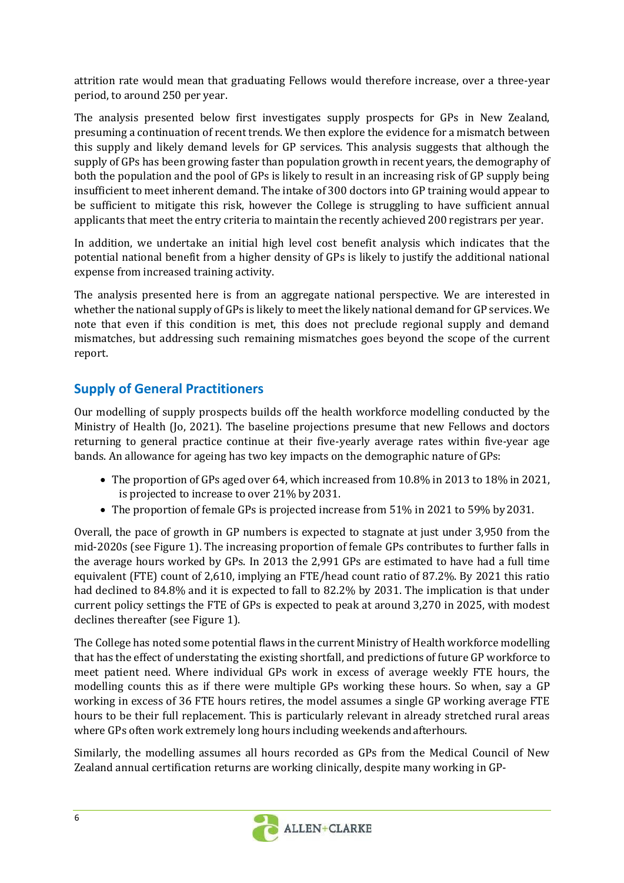attrition rate would mean that graduating Fellows would therefore increase, over a three-year period, to around 250 per year.

The analysis presented below first investigates supply prospects for GPs in New Zealand, presuming a continuation of recent trends. We then explore the evidence for a mismatch between this supply and likely demand levels for GP services. This analysis suggests that although the supply of GPs has been growing faster than population growth in recent years, the demography of both the population and the pool of GPs is likely to result in an increasing risk of GP supply being insufficient to meet inherent demand. The intake of 300 doctors into GP training would appear to be sufficient to mitigate this risk, however the College is struggling to have sufficient annual applicants that meet the entry criteria to maintain the recently achieved 200 registrars per year.

In addition, we undertake an initial high level cost benefit analysis which indicates that the potential national benefit from a higher density of GPs is likely to justify the additional national expense from increased training activity.

The analysis presented here is from an aggregate national perspective. We are interested in whether the national supply of GPs is likely to meet the likely national demand for GP services. We note that even if this condition is met, this does not preclude regional supply and demand mismatches, but addressing such remaining mismatches goes beyond the scope of the current report.

## Supply of General Practitioners

Our modelling of supply prospects builds off the health workforce modelling conducted by the Ministry of Health (Jo, 2021). The baseline projections presume that new Fellows and doctors returning to general practice continue at their five-yearly average rates within five-year age bands. An allowance for ageing has two key impacts on the demographic nature of GPs:

- The proportion of GPs aged over 64, which increased from 10.8% in 2013 to 18% in 2021, is projected to increase to over 21% by 2031.
- The proportion of female GPs is projected increase from 51% in 2021 to 59% by 2031.

Overall, the pace of growth in GP numbers is expected to stagnate at just under 3,950 from the mid-2020s (see Figure 1). The increasing proportion of female GPs contributes to further falls in the average hours worked by GPs. In 2013 the 2,991 GPs are estimated to have had a full time equivalent (FTE) count of 2,610, implying an FTE/head count ratio of 87.2%. By 2021 this ratio had declined to 84.8% and it is expected to fall to 82.2% by 2031. The implication is that under current policy settings the FTE of GPs is expected to peak at around 3,270 in 2025, with modest declines thereafter (see Figure 1).

The College has noted some potential flaws in the current Ministry of Health workforce modelling that has the effect of understating the existing shortfall, and predictions of future GP workforce to meet patient need. Where individual GPs work in excess of average weekly FTE hours, the modelling counts this as if there were multiple GPs working these hours. So when, say a GP working in excess of 36 FTE hours retires, the model assumes a single GP working average FTE hours to be their full replacement. This is particularly relevant in already stretched rural areas where GPs often work extremely long hours including weekends and afterhours.

Similarly, the modelling assumes all hours recorded as GPs from the Medical Council of New Zealand annual certification returns are working clinically, despite many working in GP-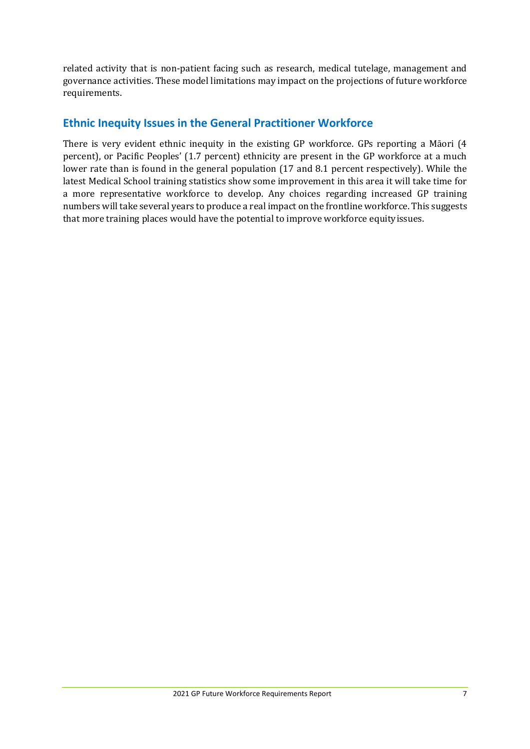related activity that is non-patient facing such as research, medical tutelage, management and governance activities. These model limitations may impact on the projections of future workforce requirements.

## Ethnic Inequity Issues in the General Practitioner Workforce

There is very evident ethnic inequity in the existing GP workforce. GPs reporting a Māori (4 percent), or Pacific Peoples' (1.7 percent) ethnicity are present in the GP workforce at a much lower rate than is found in the general population (17 and 8.1 percent respectively). While the latest Medical School training statistics show some improvement in this area it will take time for a more representative workforce to develop. Any choices regarding increased GP training numbers will take several years to produce a real impact on the frontline workforce. This suggests that more training places would have the potential to improve workforce equity issues.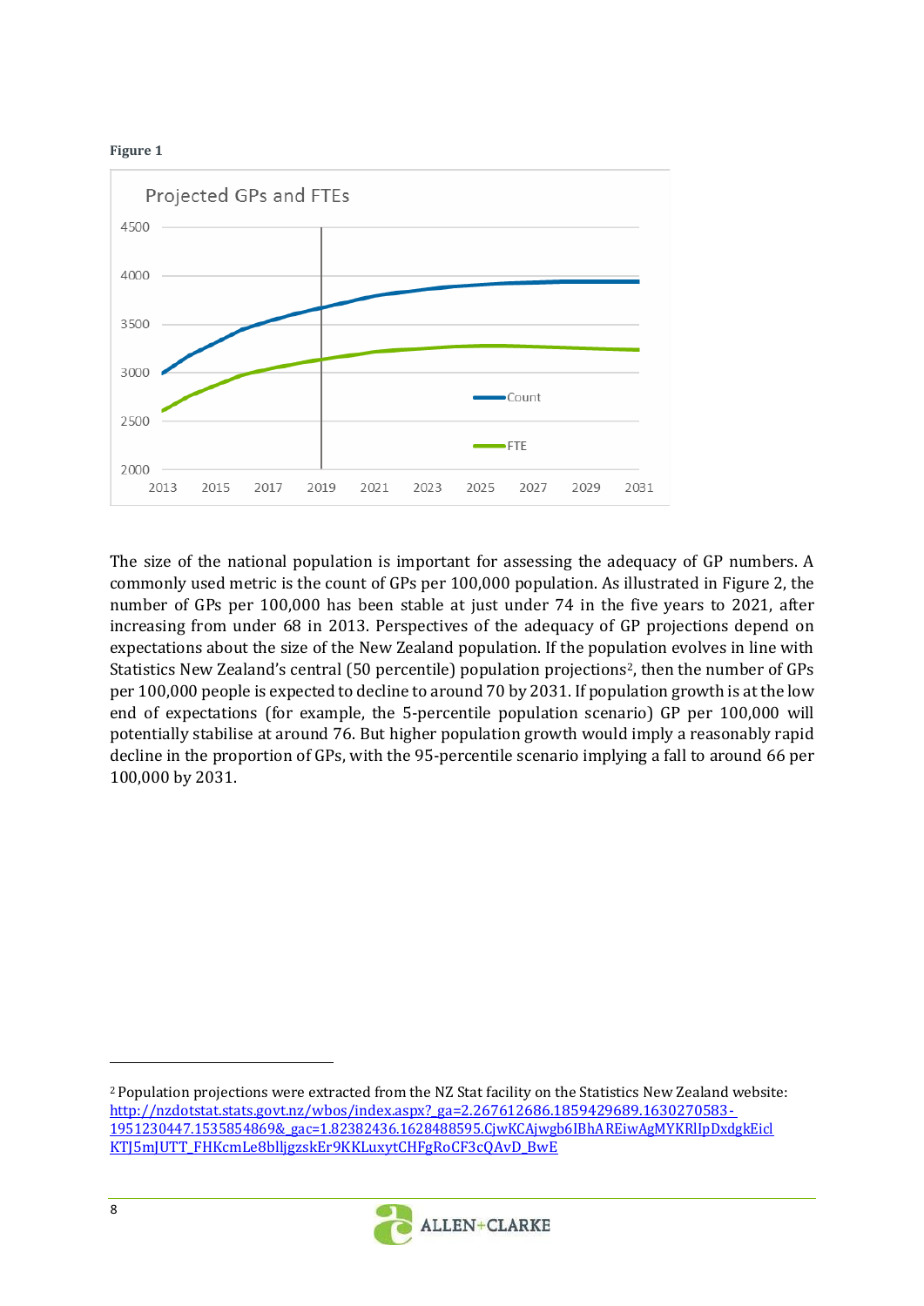**Figure 1**

The size of the national population is important for assessing the adequacy of GP numbers. A commonly used metric is the count of GPs per 100,000 population. As illustrated in Figure 2, the number of GPs per 100,000 has been stable at just under 74 in the five years to 2021, after increasing from under 68 in 2013. Perspectives of the adequacy of GP projections depend on expectations about the size of the New Zealand population. If the population evolves in line with Statistics New Zealand's central (50 percentile) population projections[2], then the number of GPs per 100,000 people is expected to decline to around 70 by 2031. If population growth is at the low end of expectations (for example, the 5-percentile population scenario) GP per 100,000 will potentially stabilise at around 76. But higher population growth would imply a reasonably rapid decline in the proportion of GPs, with the 95-percentile scenario implying a fall to around 66 per 100,000 by 2031.

[2] Population projections were extracted from the NZ Stat facility on the Statistics New Zealand website: http://nzdotstat.stats.govt.nz/wbos/index.aspx?_ga=2.267612686.1859429689.1630270583-1951230447.1535854869&_gac=1.82382436.1628488595.CjwKCAjwgb6IBhAREiwAgMYKRlIpDxdgkEiclKTJ5mJUTT_FHKcmLe8blljgzskEr9KKLuxytCHFgRoCF3cQAvD_BwE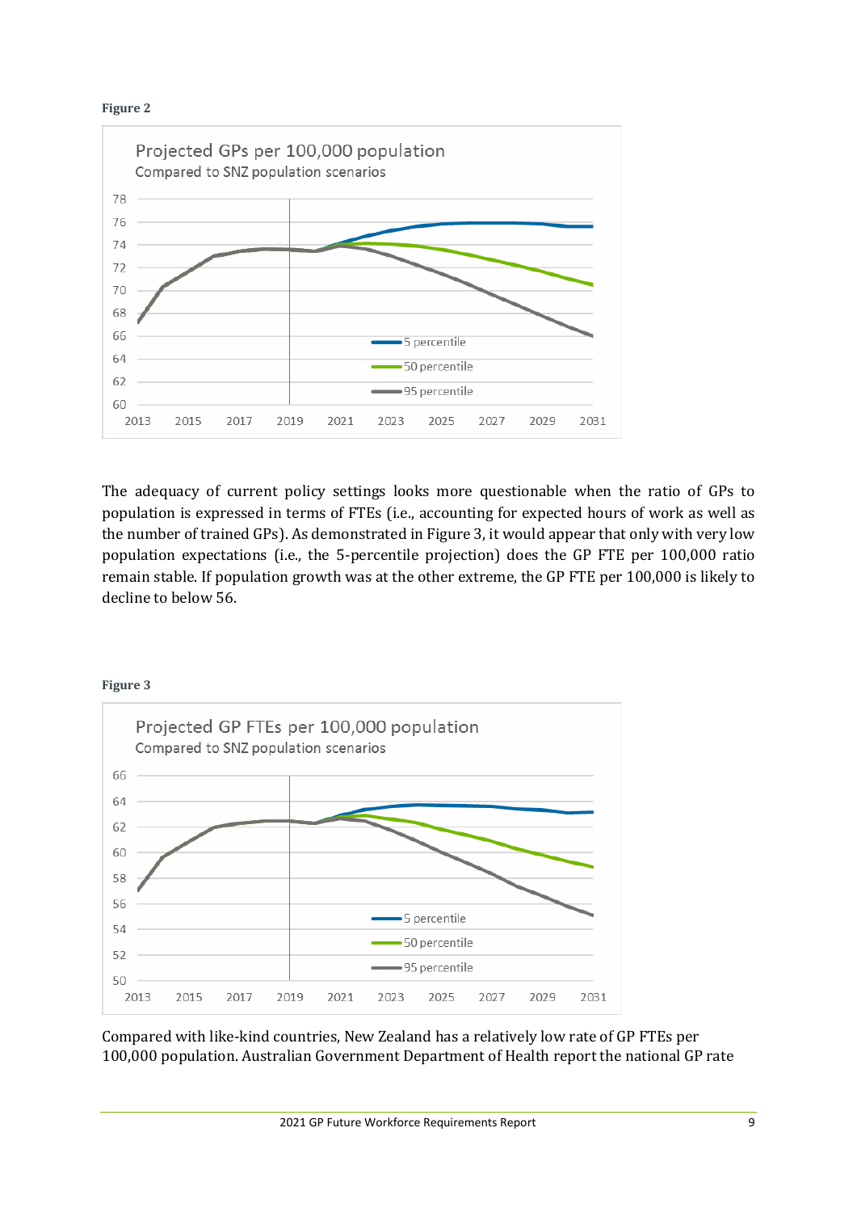**Figure 2**

The adequacy of current policy settings looks more questionable when the ratio of GPs to population is expressed in terms of FTEs (i.e., accounting for expected hours of work as well as the number of trained GPs). As demonstrated in Figure 3, it would appear that only with very low population expectations (i.e., the 5-percentile projection) does the GP FTE per 100,000 ratio remain stable. If population growth was at the other extreme, the GP FTE per 100,000 is likely to decline to below 56.

**Figure 3**

Compared with like-kind countries, New Zealand has a relatively low rate of GP FTEs per 100,000 population. Australian Government Department of Health report the national GP rate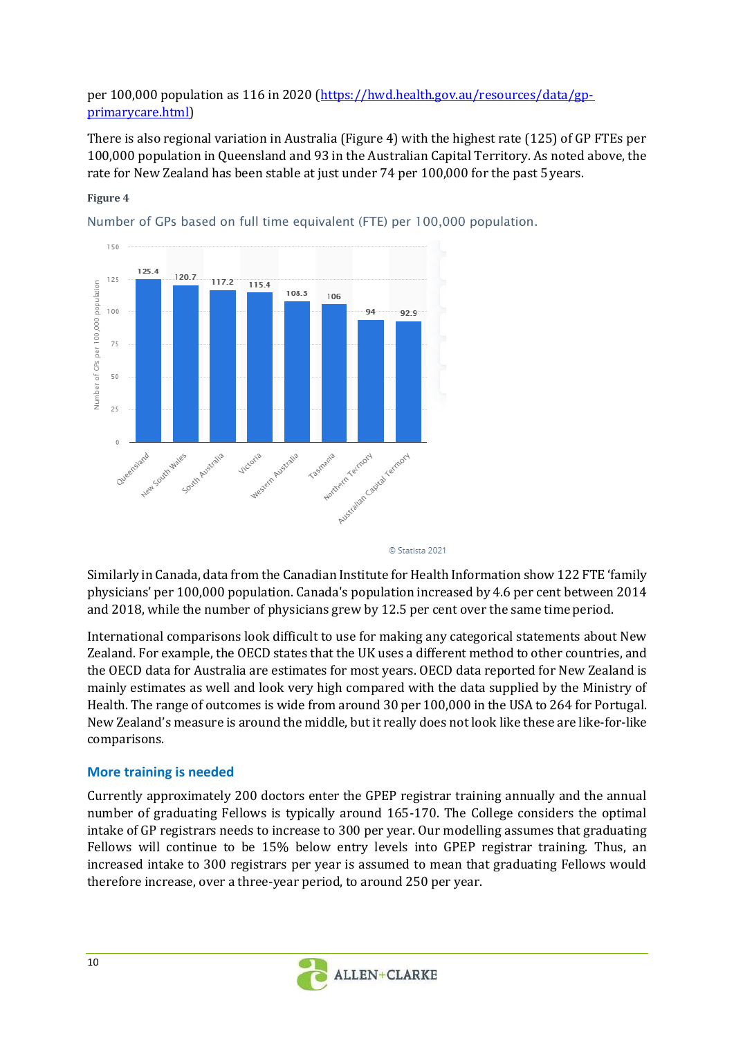per 100,000 population as 116 in 2020 ([https://hwd.health.gov.au/resources/data/gp-primarycare.html](https://hwd.health.gov.au/resources/data/gp-primarycare.html))

There is also regional variation in Australia (Figure 4) with the highest rate (125) of GP FTEs per 100,000 population in Queensland and 93 in the Australian Capital Territory. As noted above, the rate for New Zealand has been stable at just under 74 per 100,000 for the past 5 years.

**Figure 4**

Number of GPs based on full time equivalent (FTE) per 100,000 population.

| State/Territory | Number of GPs per 100,000 population |
|---|---|
| Queensland | 125.4 |
| New South Wales | 120.7 |
| South Australia | 117.2 |
| Victoria | 115.4 |
| Western Australia | 108.3 |
| Tasmania | 106 |
| Northern Territory | 94 |
| Australian Capital Territory | 92.9 |

© Statista 2021

Similarly in Canada, data from the Canadian Institute for Health Information show 122 FTE 'family physicians' per 100,000 population. Canada's population increased by 4.6 per cent between 2014 and 2018, while the number of physicians grew by 12.5 per cent over the same time period.

International comparisons look difficult to use for making any categorical statements about New Zealand. For example, the OECD states that the UK uses a different method to other countries, and the OECD data for Australia are estimates for most years. OECD data reported for New Zealand is mainly estimates as well and look very high compared with the data supplied by the Ministry of Health. The range of outcomes is wide from around 30 per 100,000 in the USA to 264 for Portugal. New Zealand's measure is around the middle, but it really does not look like these are like-for-like comparisons.

## More training is needed

Currently approximately 200 doctors enter the GPEP registrar training annually and the annual number of graduating Fellows is typically around 165-170. The College considers the optimal intake of GP registrars needs to increase to 300 per year. Our modelling assumes that graduating Fellows will continue to be 15% below entry levels into GPEP registrar training. Thus, an increased intake to 300 registrars per year is assumed to mean that graduating Fellows would therefore increase, over a three-year period, to around 250 per year.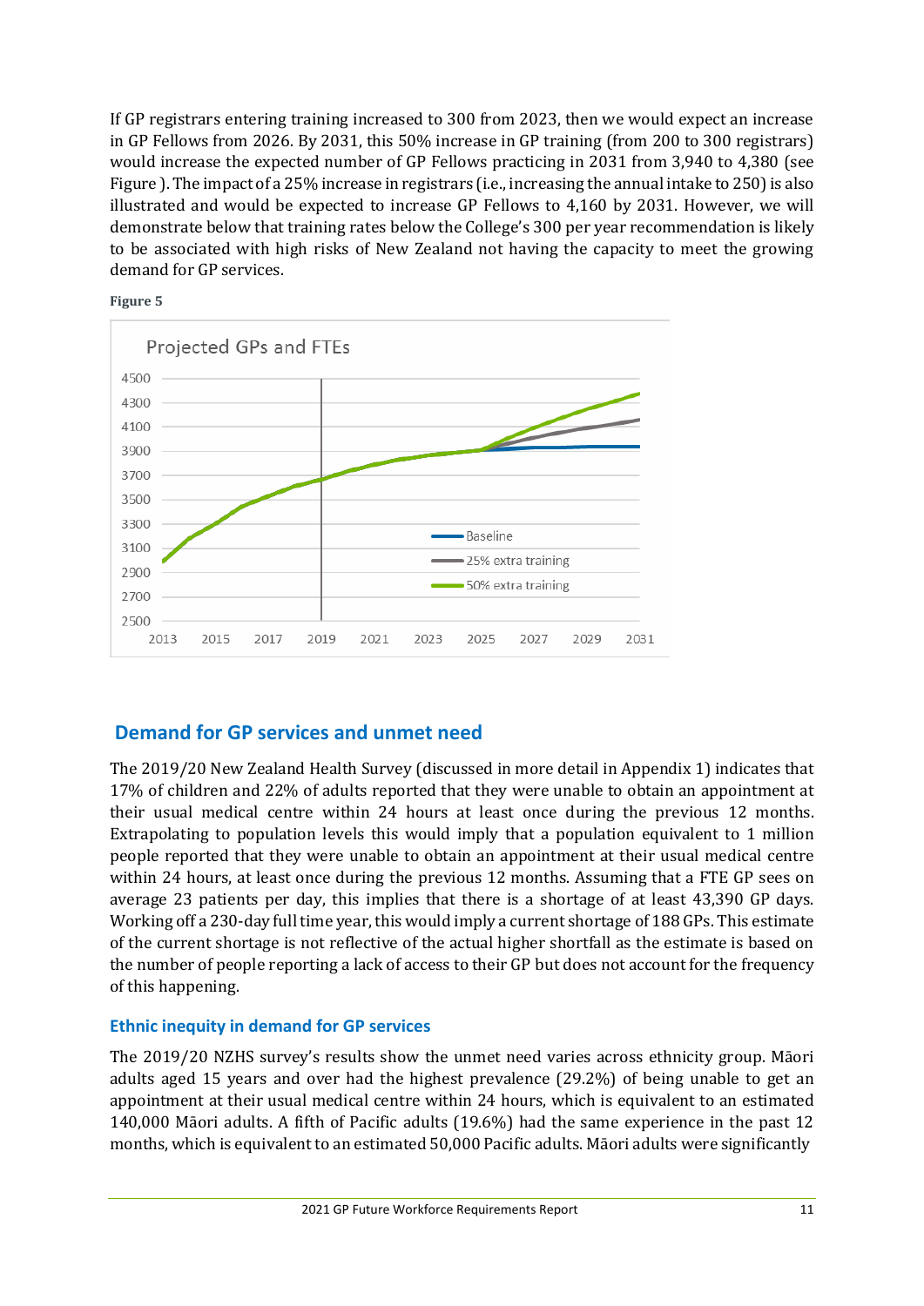If GP registrars entering training increased to 300 from 2023, then we would expect an increase in GP Fellows from 2026. By 2031, this 50% increase in GP training (from 200 to 300 registrars) would increase the expected number of GP Fellows practicing in 2031 from 3,940 to 4,380 (see Figure ). The impact of a 25% increase in registrars (i.e., increasing the annual intake to 250) is also illustrated and would be expected to increase GP Fellows to 4,160 by 2031. However, we will demonstrate below that training rates below the College's 300 per year recommendation is likely to be associated with high risks of New Zealand not having the capacity to meet the growing demand for GP services.

**Figure 5**

## Demand for GP services and unmet need

The 2019/20 New Zealand Health Survey (discussed in more detail in Appendix 1) indicates that 17% of children and 22% of adults reported that they were unable to obtain an appointment at their usual medical centre within 24 hours at least once during the previous 12 months. Extrapolating to population levels this would imply that a population equivalent to 1 million people reported that they were unable to obtain an appointment at their usual medical centre within 24 hours, at least once during the previous 12 months. Assuming that a FTE GP sees on average 23 patients per day, this implies that there is a shortage of at least 43,390 GP days. Working off a 230-day full time year, this would imply a current shortage of 188 GPs. This estimate of the current shortage is not reflective of the actual higher shortfall as the estimate is based on the number of people reporting a lack of access to their GP but does not account for the frequency of this happening.

### Ethnic inequity in demand for GP services

The 2019/20 NZHS survey's results show the unmet need varies across ethnicity group. Māori adults aged 15 years and over had the highest prevalence (29.2%) of being unable to get an appointment at their usual medical centre within 24 hours, which is equivalent to an estimated 140,000 Māori adults. A fifth of Pacific adults (19.6%) had the same experience in the past 12 months, which is equivalent to an estimated 50,000 Pacific adults. Māori adults were significantly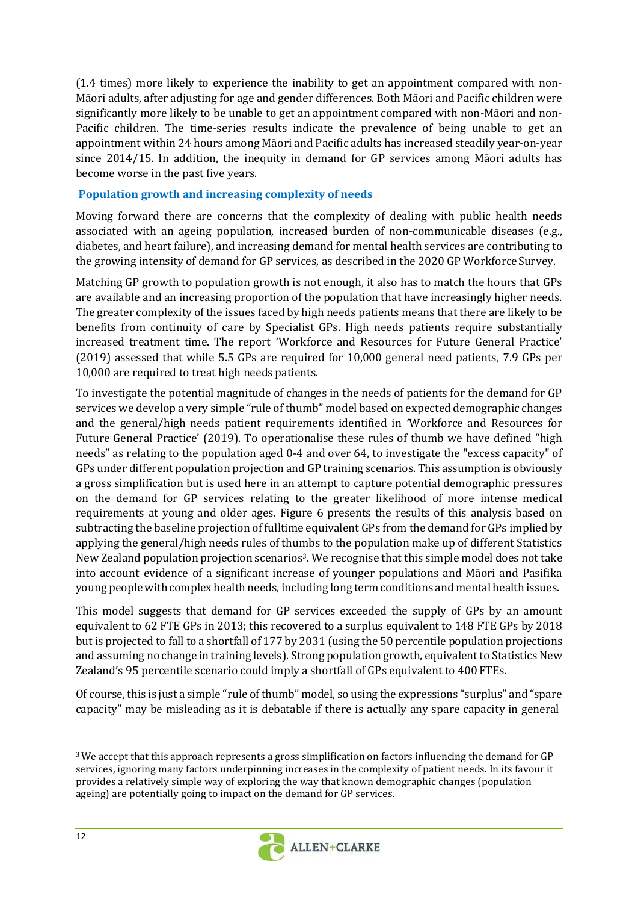(1.4 times) more likely to experience the inability to get an appointment compared with non-Māori adults, after adjusting for age and gender differences. Both Māori and Pacific children were significantly more likely to be unable to get an appointment compared with non-Māori and non-Pacific children. The time-series results indicate the prevalence of being unable to get an appointment within 24 hours among Māori and Pacific adults has increased steadily year-on-year since 2014/15. In addition, the inequity in demand for GP services among Māori adults has become worse in the past five years.

### Population growth and increasing complexity of needs

Moving forward there are concerns that the complexity of dealing with public health needs associated with an ageing population, increased burden of non-communicable diseases (e.g., diabetes, and heart failure), and increasing demand for mental health services are contributing to the growing intensity of demand for GP services, as described in the 2020 GP Workforce Survey.

Matching GP growth to population growth is not enough, it also has to match the hours that GPs are available and an increasing proportion of the population that have increasingly higher needs. The greater complexity of the issues faced by high needs patients means that there are likely to be benefits from continuity of care by Specialist GPs. High needs patients require substantially increased treatment time. The report 'Workforce and Resources for Future General Practice' (2019) assessed that while 5.5 GPs are required for 10,000 general need patients, 7.9 GPs per 10,000 are required to treat high needs patients.

To investigate the potential magnitude of changes in the needs of patients for the demand for GP services we develop a very simple "rule of thumb" model based on expected demographic changes and the general/high needs patient requirements identified in 'Workforce and Resources for Future General Practice' (2019). To operationalise these rules of thumb we have defined "high needs" as relating to the population aged 0-4 and over 64, to investigate the "excess capacity" of GPs under different population projection and GP training scenarios. This assumption is obviously a gross simplification but is used here in an attempt to capture potential demographic pressures on the demand for GP services relating to the greater likelihood of more intense medical requirements at young and older ages. Figure 6 presents the results of this analysis based on subtracting the baseline projection of fulltime equivalent GPs from the demand for GPs implied by applying the general/high needs rules of thumbs to the population make up of different Statistics New Zealand population projection scenarios[3]. We recognise that this simple model does not take into account evidence of a significant increase of younger populations and Māori and Pasifika young people with complex health needs, including long term conditions and mental health issues.

This model suggests that demand for GP services exceeded the supply of GPs by an amount equivalent to 62 FTE GPs in 2013; this recovered to a surplus equivalent to 148 FTE GPs by 2018 but is projected to fall to a shortfall of 177 by 2031 (using the 50 percentile population projections and assuming no change in training levels). Strong population growth, equivalent to Statistics New Zealand's 95 percentile scenario could imply a shortfall of GPs equivalent to 400 FTEs.

Of course, this is just a simple "rule of thumb" model, so using the expressions "surplus" and "spare capacity" may be misleading as it is debatable if there is actually any spare capacity in general

---

[3] We accept that this approach represents a gross simplification on factors influencing the demand for GP services, ignoring many factors underpinning increases in the complexity of patient needs. In its favour it provides a relatively simple way of exploring the way that known demographic changes (population ageing) are potentially going to impact on the demand for GP services.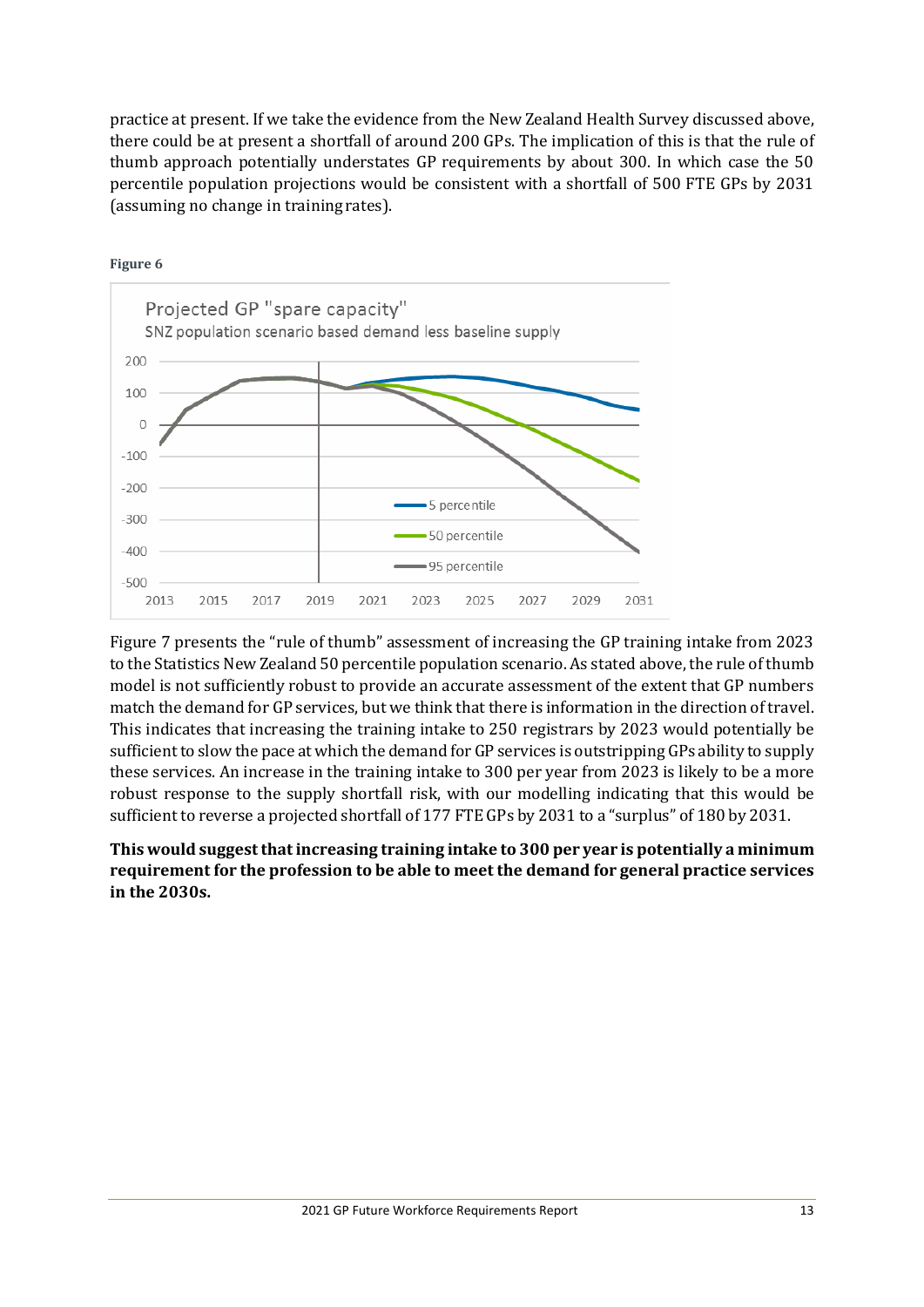practice at present. If we take the evidence from the New Zealand Health Survey discussed above, there could be at present a shortfall of around 200 GPs. The implication of this is that the rule of thumb approach potentially understates GP requirements by about 300. In which case the 50 percentile population projections would be consistent with a shortfall of 500 FTE GPs by 2031 (assuming no change in training rates).

**Figure 6**

Projected GP "spare capacity"
SNZ population scenario based demand less baseline supply

Figure 7 presents the "rule of thumb" assessment of increasing the GP training intake from 2023 to the Statistics New Zealand 50 percentile population scenario. As stated above, the rule of thumb model is not sufficiently robust to provide an accurate assessment of the extent that GP numbers match the demand for GP services, but we think that there is information in the direction of travel. This indicates that increasing the training intake to 250 registrars by 2023 would potentially be sufficient to slow the pace at which the demand for GP services is outstripping GPs ability to supply these services. An increase in the training intake to 300 per year from 2023 is likely to be a more robust response to the supply shortfall risk, with our modelling indicating that this would be sufficient to reverse a projected shortfall of 177 FTE GPs by 2031 to a "surplus" of 180 by 2031.

**This would suggest that increasing training intake to 300 per year is potentially a minimum requirement for the profession to be able to meet the demand for general practice services in the 2030s.**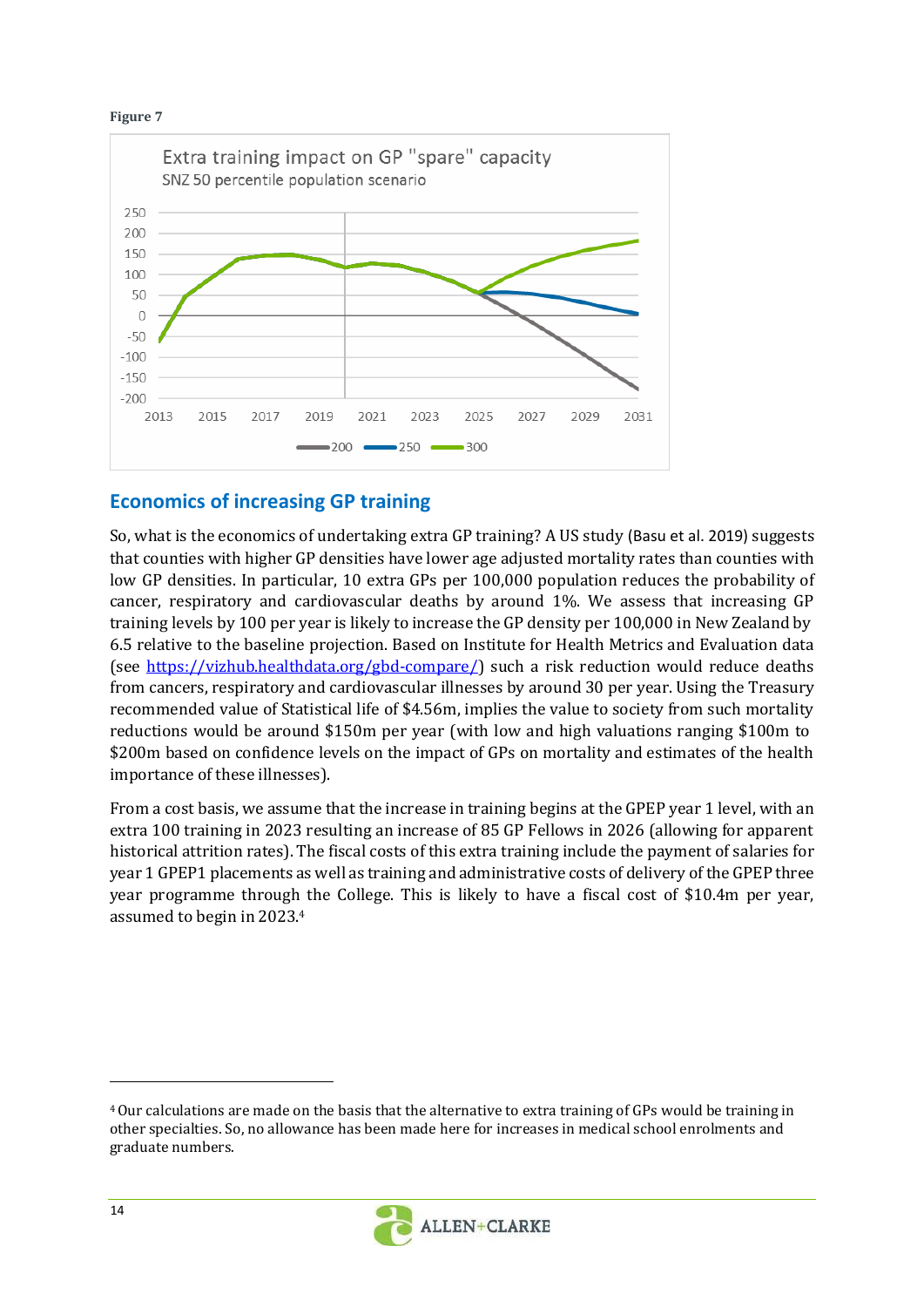**Figure 7**

Extra training impact on GP "spare" capacity

SNZ 50 percentile population scenario

## Economics of increasing GP training

So, what is the economics of undertaking extra GP training? A US study (Basu et al. 2019) suggests that counties with higher GP densities have lower age adjusted mortality rates than counties with low GP densities. In particular, 10 extra GPs per 100,000 population reduces the probability of cancer, respiratory and cardiovascular deaths by around 1%. We assess that increasing GP training levels by 100 per year is likely to increase the GP density per 100,000 in New Zealand by 6.5 relative to the baseline projection. Based on Institute for Health Metrics and Evaluation data (see https://vizhub.healthdata.org/gbd-compare/) such a risk reduction would reduce deaths from cancers, respiratory and cardiovascular illnesses by around 30 per year. Using the Treasury recommended value of Statistical life of $4.56m, implies the value to society from such mortality reductions would be around $150m per year (with low and high valuations ranging $100m to $200m based on confidence levels on the impact of GPs on mortality and estimates of the health importance of these illnesses).

From a cost basis, we assume that the increase in training begins at the GPEP year 1 level, with an extra 100 training in 2023 resulting an increase of 85 GP Fellows in 2026 (allowing for apparent historical attrition rates). The fiscal costs of this extra training include the payment of salaries for year 1 GPEP1 placements as well as training and administrative costs of delivery of the GPEP three year programme through the College. This is likely to have a fiscal cost of $10.4m per year, assumed to begin in 2023.[4]

[4] Our calculations are made on the basis that the alternative to extra training of GPs would be training in other specialties. So, no allowance has been made here for increases in medical school enrolments and graduate numbers.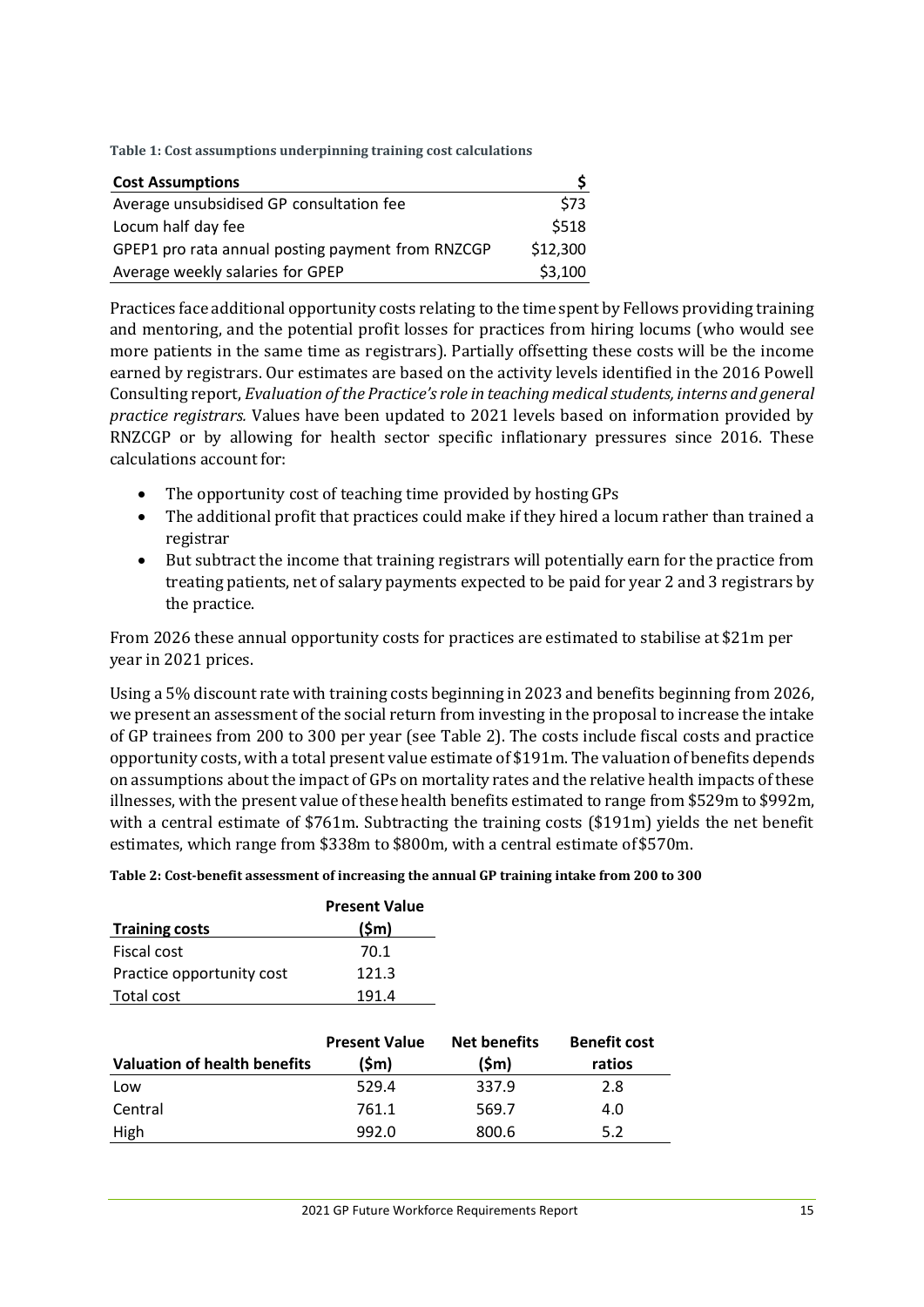**Table 1: Cost assumptions underpinning training cost calculations**

| Cost Assumptions | $ |
| --- | --- |
| Average unsubsidised GP consultation fee | $73 |
| Locum half day fee | $518 |
| GPEP1 pro rata annual posting payment from RNZCGP | $12,300 |
| Average weekly salaries for GPEP | $3,100 |

Practices face additional opportunity costs relating to the time spent by Fellows providing training and mentoring, and the potential profit losses for practices from hiring locums (who would see more patients in the same time as registrars). Partially offsetting these costs will be the income earned by registrars. Our estimates are based on the activity levels identified in the 2016 Powell Consulting report, *Evaluation of the Practice's role in teaching medical students, interns and general practice registrars.* Values have been updated to 2021 levels based on information provided by RNZCGP or by allowing for health sector specific inflationary pressures since 2016. These calculations account for:

- The opportunity cost of teaching time provided by hosting GPs
- The additional profit that practices could make if they hired a locum rather than trained a registrar
- But subtract the income that training registrars will potentially earn for the practice from treating patients, net of salary payments expected to be paid for year 2 and 3 registrars by the practice.

From 2026 these annual opportunity costs for practices are estimated to stabilise at $21m per year in 2021 prices.

Using a 5% discount rate with training costs beginning in 2023 and benefits beginning from 2026, we present an assessment of the social return from investing in the proposal to increase the intake of GP trainees from 200 to 300 per year (see Table 2). The costs include fiscal costs and practice opportunity costs, with a total present value estimate of $191m. The valuation of benefits depends on assumptions about the impact of GPs on mortality rates and the relative health impacts of these illnesses, with the present value of these health benefits estimated to range from $529m to $992m, with a central estimate of $761m. Subtracting the training costs ($191m) yields the net benefit estimates, which range from $338m to $800m, with a central estimate of $570m.

**Table 2: Cost-benefit assessment of increasing the annual GP training intake from 200 to 300**

| Training costs | Present Value ($m) |
| --- | --- |
| Fiscal cost | 70.1 |
| Practice opportunity cost | 121.3 |
| Total cost | 191.4 |

| Valuation of health benefits | Present Value ($m) | Net benefits ($m) | Benefit cost ratios |
| --- | --- | --- | --- |
| Low | 529.4 | 337.9 | 2.8 |
| Central | 761.1 | 569.7 | 4.0 |
| High | 992.0 | 800.6 | 5.2 |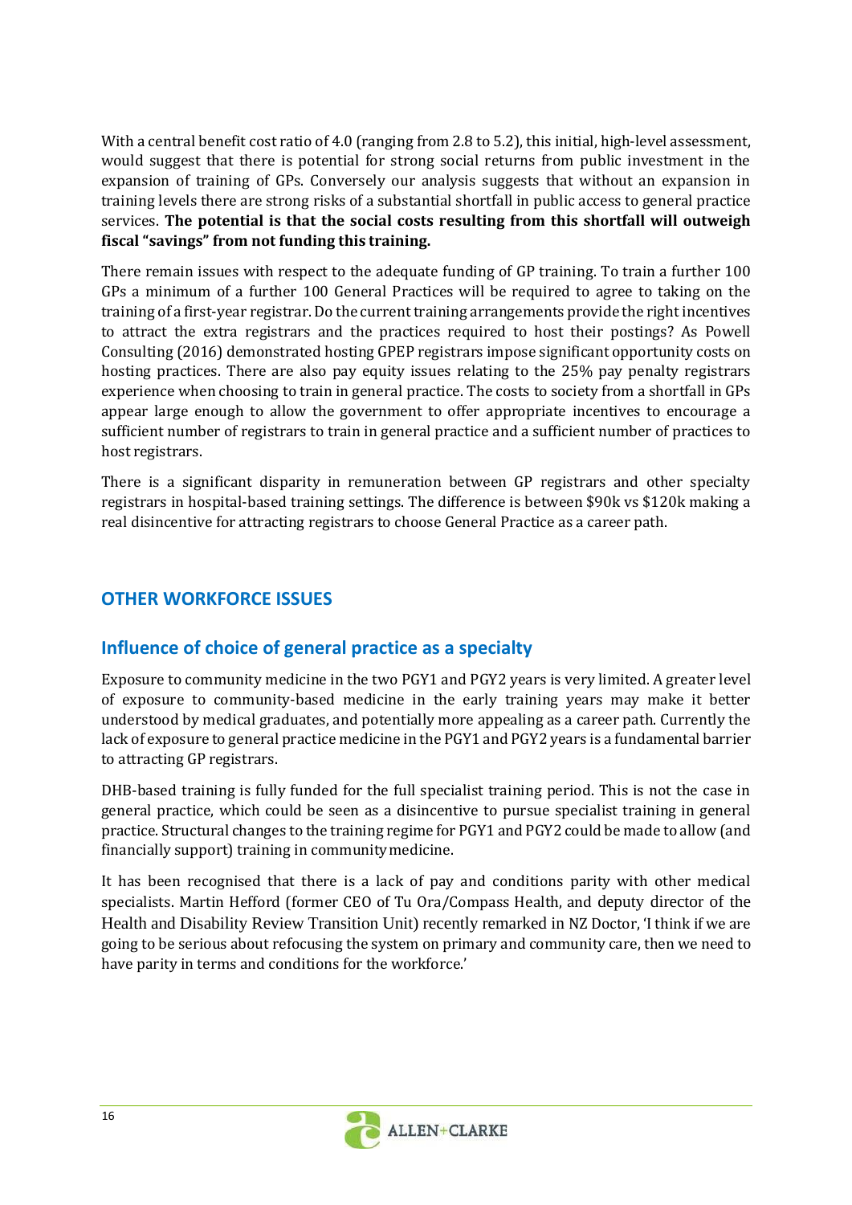With a central benefit cost ratio of 4.0 (ranging from 2.8 to 5.2), this initial, high-level assessment, would suggest that there is potential for strong social returns from public investment in the expansion of training of GPs. Conversely our analysis suggests that without an expansion in training levels there are strong risks of a substantial shortfall in public access to general practice services. **The potential is that the social costs resulting from this shortfall will outweigh fiscal "savings" from not funding this training.**

There remain issues with respect to the adequate funding of GP training. To train a further 100 GPs a minimum of a further 100 General Practices will be required to agree to taking on the training of a first-year registrar. Do the current training arrangements provide the right incentives to attract the extra registrars and the practices required to host their postings? As Powell Consulting (2016) demonstrated hosting GPEP registrars impose significant opportunity costs on hosting practices. There are also pay equity issues relating to the 25% pay penalty registrars experience when choosing to train in general practice. The costs to society from a shortfall in GPs appear large enough to allow the government to offer appropriate incentives to encourage a sufficient number of registrars to train in general practice and a sufficient number of practices to host registrars.

There is a significant disparity in remuneration between GP registrars and other specialty registrars in hospital-based training settings. The difference is between $90k vs $120k making a real disincentive for attracting registrars to choose General Practice as a career path.

## OTHER WORKFORCE ISSUES

### Influence of choice of general practice as a specialty

Exposure to community medicine in the two PGY1 and PGY2 years is very limited. A greater level of exposure to community-based medicine in the early training years may make it better understood by medical graduates, and potentially more appealing as a career path. Currently the lack of exposure to general practice medicine in the PGY1 and PGY2 years is a fundamental barrier to attracting GP registrars.

DHB-based training is fully funded for the full specialist training period. This is not the case in general practice, which could be seen as a disincentive to pursue specialist training in general practice. Structural changes to the training regime for PGY1 and PGY2 could be made to allow (and financially support) training in community medicine.

It has been recognised that there is a lack of pay and conditions parity with other medical specialists. Martin Hefford (former CEO of Tu Ora/Compass Health, and deputy director of the Health and Disability Review Transition Unit) recently remarked in NZ Doctor, 'I think if we are going to be serious about refocusing the system on primary and community care, then we need to have parity in terms and conditions for the workforce.'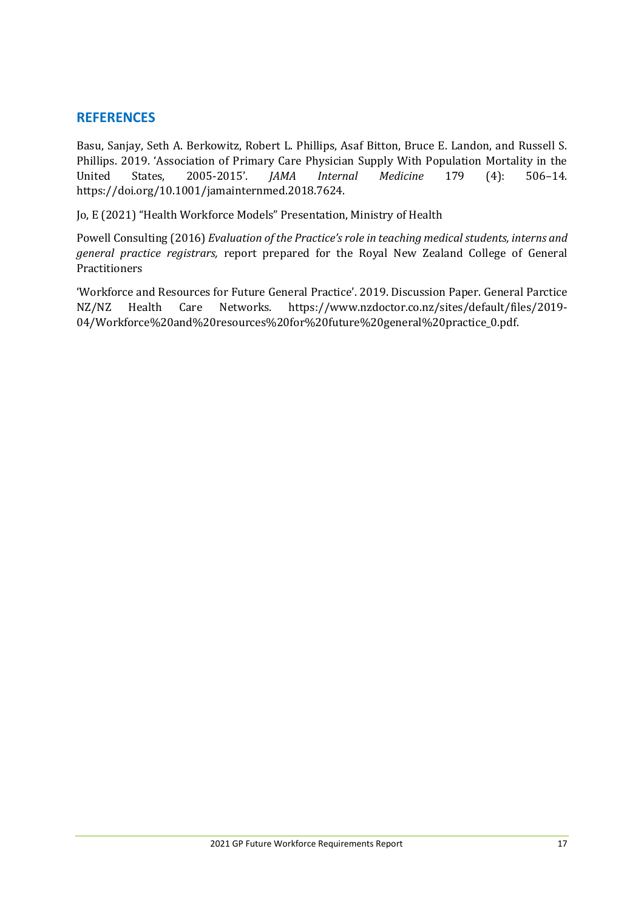## REFERENCES

Basu, Sanjay, Seth A. Berkowitz, Robert L. Phillips, Asaf Bitton, Bruce E. Landon, and Russell S. Phillips. 2019. 'Association of Primary Care Physician Supply With Population Mortality in the United States, 2005-2015'. *JAMA Internal Medicine* 179 (4): 506–14. https://doi.org/10.1001/jamainternmed.2018.7624.

Jo, E (2021) "Health Workforce Models" Presentation, Ministry of Health

Powell Consulting (2016) *Evaluation of the Practice's role in teaching medical students, interns and general practice registrars,* report prepared for the Royal New Zealand College of General Practitioners

'Workforce and Resources for Future General Practice'. 2019. Discussion Paper. General Parctice NZ/NZ Health Care Networks. https://www.nzdoctor.co.nz/sites/default/files/2019-04/Workforce%20and%20resources%20for%20future%20general%20practice_0.pdf.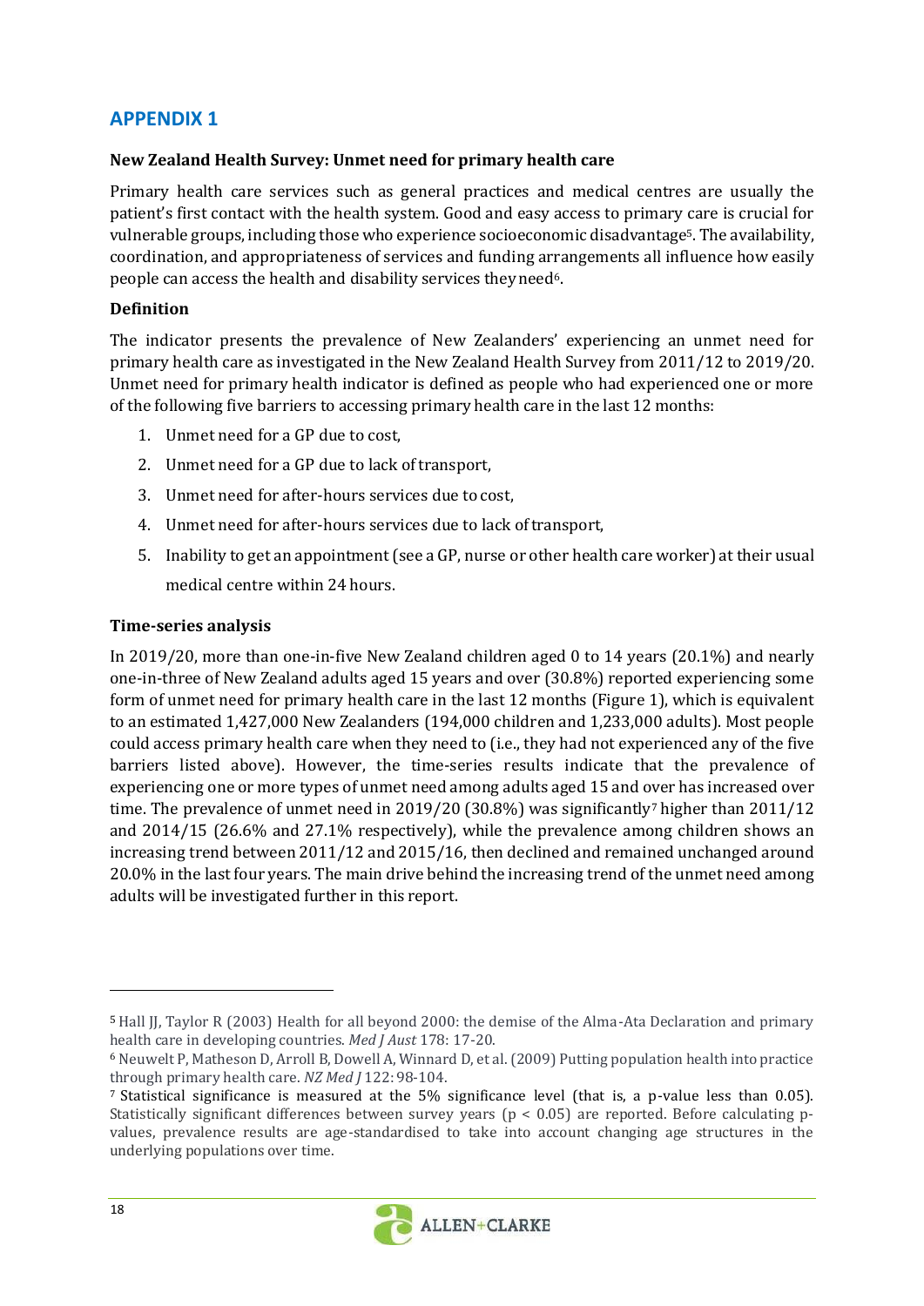## APPENDIX 1

### New Zealand Health Survey: Unmet need for primary health care

Primary health care services such as general practices and medical centres are usually the patient's first contact with the health system. Good and easy access to primary care is crucial for vulnerable groups, including those who experience socioeconomic disadvantage[5]. The availability, coordination, and appropriateness of services and funding arrangements all influence how easily people can access the health and disability services they need[6].

### Definition

The indicator presents the prevalence of New Zealanders' experiencing an unmet need for primary health care as investigated in the New Zealand Health Survey from 2011/12 to 2019/20. Unmet need for primary health indicator is defined as people who had experienced one or more of the following five barriers to accessing primary health care in the last 12 months:

1. Unmet need for a GP due to cost,
2. Unmet need for a GP due to lack of transport,
3. Unmet need for after-hours services due to cost,
4. Unmet need for after-hours services due to lack of transport,
5. Inability to get an appointment (see a GP, nurse or other health care worker) at their usual medical centre within 24 hours.

### Time-series analysis

In 2019/20, more than one-in-five New Zealand children aged 0 to 14 years (20.1%) and nearly one-in-three of New Zealand adults aged 15 years and over (30.8%) reported experiencing some form of unmet need for primary health care in the last 12 months (Figure 1), which is equivalent to an estimated 1,427,000 New Zealanders (194,000 children and 1,233,000 adults). Most people could access primary health care when they need to (i.e., they had not experienced any of the five barriers listed above). However, the time-series results indicate that the prevalence of experiencing one or more types of unmet need among adults aged 15 and over has increased over time. The prevalence of unmet need in 2019/20 (30.8%) was significantly[7] higher than 2011/12 and 2014/15 (26.6% and 27.1% respectively), while the prevalence among children shows an increasing trend between 2011/12 and 2015/16, then declined and remained unchanged around 20.0% in the last four years. The main drive behind the increasing trend of the unmet need among adults will be investigated further in this report.

---

[5] Hall JJ, Taylor R (2003) Health for all beyond 2000: the demise of the Alma-Ata Declaration and primary health care in developing countries. *Med J Aust* 178: 17-20.

[6] Neuwelt P, Matheson D, Arroll B, Dowell A, Winnard D, et al. (2009) Putting population health into practice through primary health care. *NZ Med J* 122: 98-104.

[7] Statistical significance is measured at the 5% significance level (that is, a p-value less than 0.05). Statistically significant differences between survey years ($p < 0.05$) are reported. Before calculating p-values, prevalence results are age-standardised to take into account changing age structures in the underlying populations over time.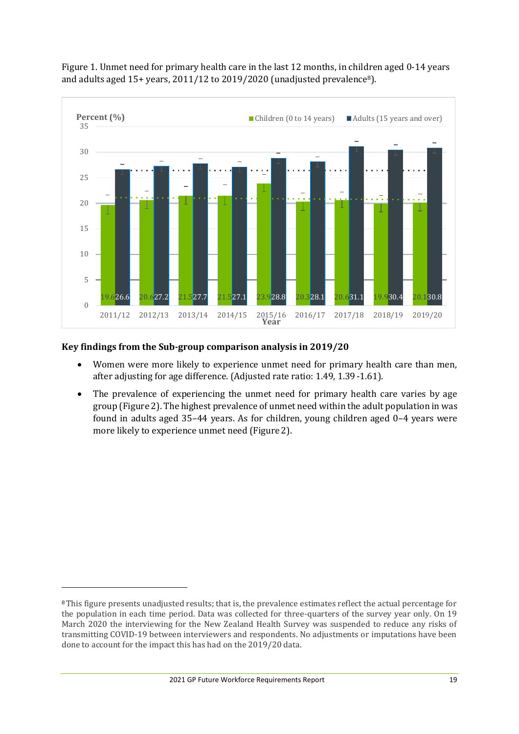Figure 1. Unmet need for primary health care in the last 12 months, in children aged 0-14 years and adults aged 15+ years, 2011/12 to 2019/2020 (unadjusted prevalence[8]).

| Year | Children (0 to 14 years) (%) | Adults (15 years and over) (%) |
|---|---|---|
| 2011/12 | 19.6 | 26.6 |
| 2012/13 | 20.6 | 27.2 |
| 2013/14 | 21.5 | 27.7 |
| 2014/15 | 21.5 | 27.1 |
| 2015/16 | 23.9 | 28.8 |
| 2016/17 | 20.3 | 28.1 |
| 2017/18 | 20.6 | 31.1 |
| 2018/19 | 19.9 | 30.4 |
| 2019/20 | 20.1 | 30.8 |

### Key findings from the Sub-group comparison analysis in 2019/20

- Women were more likely to experience unmet need for primary health care than men, after adjusting for age difference. (Adjusted rate ratio: 1.49, 1.39 -1.61).
- The prevalence of experiencing the unmet need for primary health care varies by age group (Figure 2). The highest prevalence of unmet need within the adult population in was found in adults aged 35–44 years. As for children, young children aged 0–4 years were more likely to experience unmet need (Figure 2).

---

[8] This figure presents unadjusted results; that is, the prevalence estimates reflect the actual percentage for the population in each time period. Data was collected for three-quarters of the survey year only. On 19 March 2020 the interviewing for the New Zealand Health Survey was suspended to reduce any risks of transmitting COVID-19 between interviewers and respondents. No adjustments or imputations have been done to account for the impact this has had on the 2019/20 data.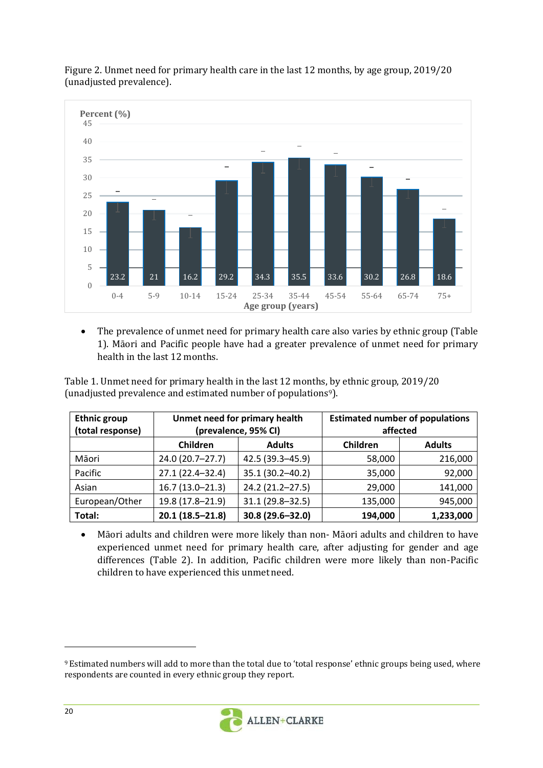Figure 2. Unmet need for primary health care in the last 12 months, by age group, 2019/20 (unadjusted prevalence).

| Age group (years) | Percent (%) |
| --- | --- |
| 0-4 | 23.2 |
| 5-9 | 21 |
| 10-14 | 16.2 |
| 15-24 | 29.2 |
| 25-34 | 34.3 |
| 35-44 | 35.5 |
| 45-54 | 33.6 |
| 55-64 | 30.2 |
| 65-74 | 26.8 |
| 75+ | 18.6 |

- The prevalence of unmet need for primary health care also varies by ethnic group (Table 1). Māori and Pacific people have had a greater prevalence of unmet need for primary health in the last 12 months.

Table 1. Unmet need for primary health in the last 12 months, by ethnic group, 2019/20 (unadjusted prevalence and estimated number of populations[9]).

| Ethnic group (total response) | Unmet need for primary health (prevalence, 95% CI) | | Estimated number of populations affected | |
| --- | --- | --- | --- | --- |
| | Children | Adults | Children | Adults |
| Māori | 24.0 (20.7–27.7) | 42.5 (39.3–45.9) | 58,000 | 216,000 |
| Pacific | 27.1 (22.4–32.4) | 35.1 (30.2–40.2) | 35,000 | 92,000 |
| Asian | 16.7 (13.0–21.3) | 24.2 (21.2–27.5) | 29,000 | 141,000 |
| European/Other | 19.8 (17.8–21.9) | 31.1 (29.8–32.5) | 135,000 | 945,000 |
| **Total:** | **20.1 (18.5–21.8)** | **30.8 (29.6–32.0)** | **194,000** | **1,233,000** |

- Māori adults and children were more likely than non- Māori adults and children to have experienced unmet need for primary health care, after adjusting for gender and age differences (Table 2). In addition, Pacific children were more likely than non-Pacific children to have experienced this unmet need.

[9] Estimated numbers will add to more than the total due to 'total response' ethnic groups being used, where respondents are counted in every ethnic group they report.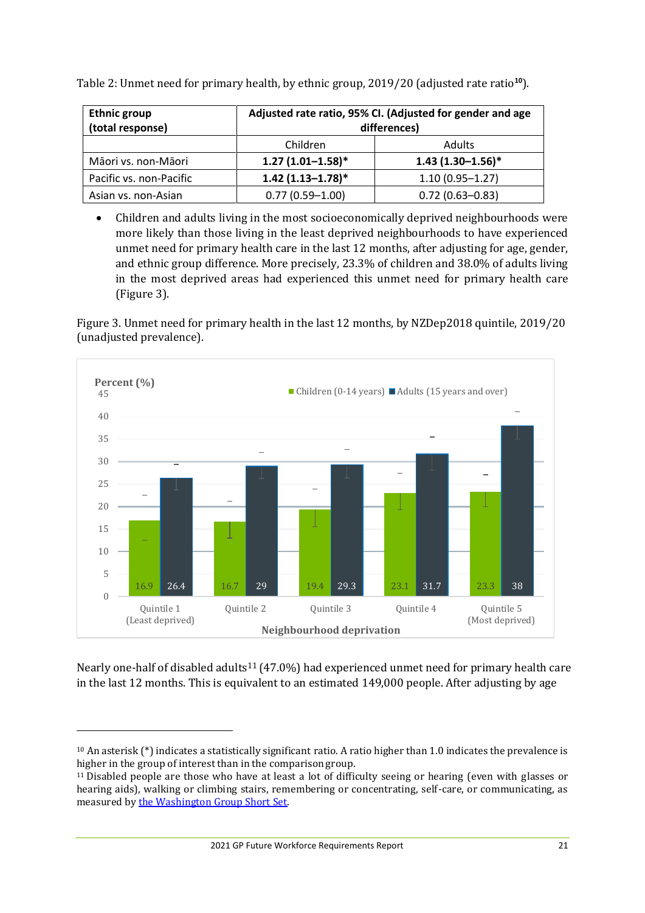Table 2: Unmet need for primary health, by ethnic group, 2019/20 (adjusted rate ratio[10]).

| Ethnic group (total response) | Adjusted rate ratio, 95% CI. (Adjusted for gender and age differences) | |
|---|---|---|
| | Children | Adults |
| Māori vs. non-Māori | **1.27 (1.01–1.58)*** | **1.43 (1.30–1.56)*** |
| Pacific vs. non-Pacific | **1.42 (1.13–1.78)*** | 1.10 (0.95–1.27) |
| Asian vs. non-Asian | 0.77 (0.59–1.00) | 0.72 (0.63–0.83) |

- Children and adults living in the most socioeconomically deprived neighbourhoods were more likely than those living in the least deprived neighbourhoods to have experienced unmet need for primary health care in the last 12 months, after adjusting for age, gender, and ethnic group difference. More precisely, 23.3% of children and 38.0% of adults living in the most deprived areas had experienced this unmet need for primary health care (Figure 3).

Figure 3. Unmet need for primary health in the last 12 months, by NZDep2018 quintile, 2019/20 (unadjusted prevalence).

| Neighbourhood deprivation | Children (0-14 years) (%) | Adults (15 years and over) (%) |
|---|---|---|
| Quintile 1 (Least deprived) | 16.9 | 26.4 |
| Quintile 2 | 16.7 | 29 |
| Quintile 3 | 19.4 | 29.3 |
| Quintile 4 | 23.1 | 31.7 |
| Quintile 5 (Most deprived) | 23.3 | 38 |

Nearly one-half of disabled adults[11] (47.0%) had experienced unmet need for primary health care in the last 12 months. This is equivalent to an estimated 149,000 people. After adjusting by age

---

[10] An asterisk (*) indicates a statistically significant ratio. A ratio higher than 1.0 indicates the prevalence is higher in the group of interest than in the comparison group.

[11] Disabled people are those who have at least a lot of difficulty seeing or hearing (even with glasses or hearing aids), walking or climbing stairs, remembering or concentrating, self-care, or communicating, as measured by the Washington Group Short Set.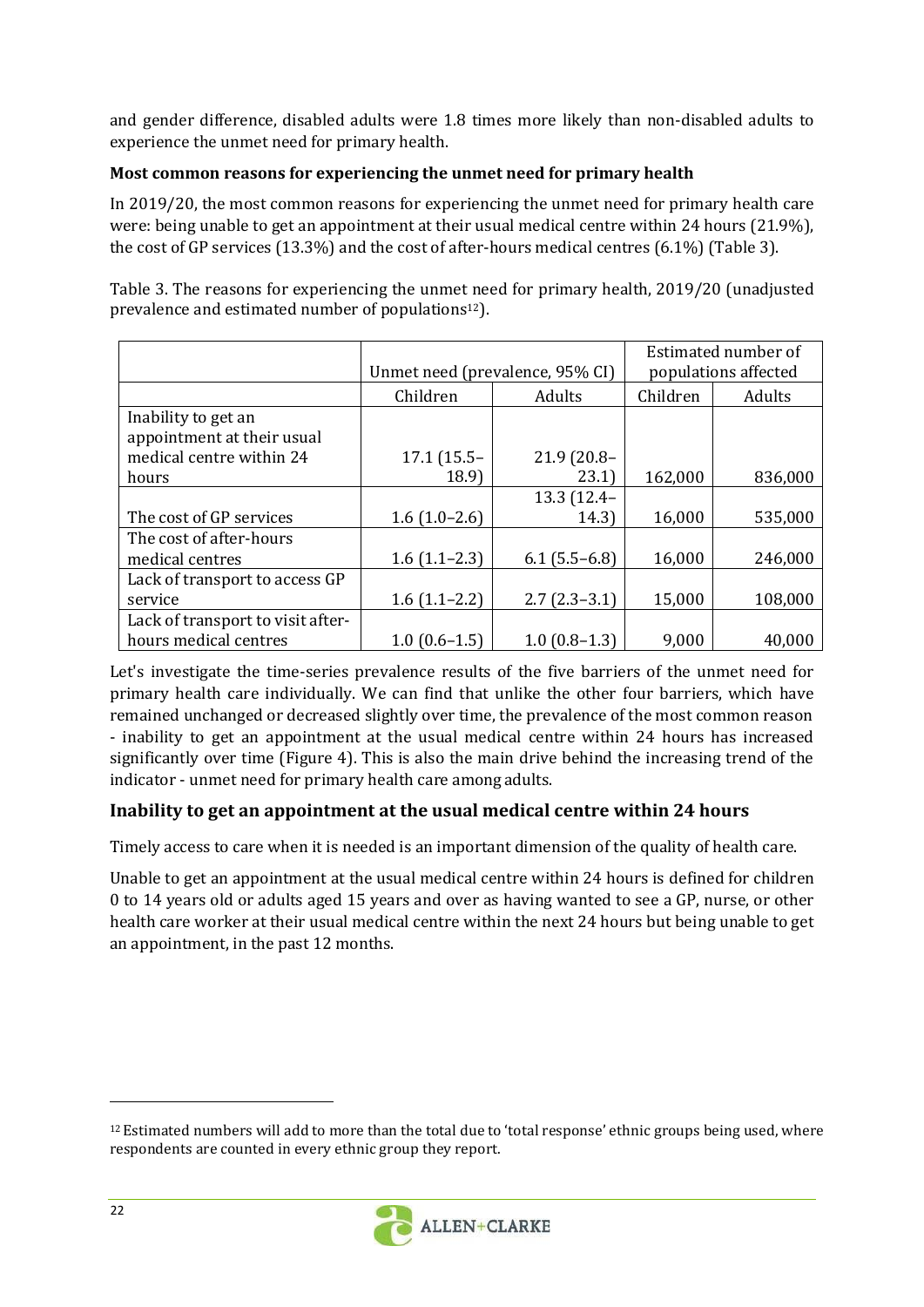and gender difference, disabled adults were 1.8 times more likely than non-disabled adults to experience the unmet need for primary health.

**Most common reasons for experiencing the unmet need for primary health**

In 2019/20, the most common reasons for experiencing the unmet need for primary health care were: being unable to get an appointment at their usual medical centre within 24 hours (21.9%), the cost of GP services (13.3%) and the cost of after-hours medical centres (6.1%) (Table 3).

Table 3. The reasons for experiencing the unmet need for primary health, 2019/20 (unadjusted prevalence and estimated number of populations[12]).

| | Unmet need (prevalence, 95% CI) | | Estimated number of populations affected | |
|---|---|---|---|---|
| | Children | Adults | Children | Adults |
| Inability to get an appointment at their usual medical centre within 24 hours | 17.1 (15.5–18.9) | 21.9 (20.8–23.1) | 162,000 | 836,000 |
| The cost of GP services | 1.6 (1.0–2.6) | 13.3 (12.4–14.3) | 16,000 | 535,000 |
| The cost of after-hours medical centres | 1.6 (1.1–2.3) | 6.1 (5.5–6.8) | 16,000 | 246,000 |
| Lack of transport to access GP service | 1.6 (1.1–2.2) | 2.7 (2.3–3.1) | 15,000 | 108,000 |
| Lack of transport to visit after-hours medical centres | 1.0 (0.6–1.5) | 1.0 (0.8–1.3) | 9,000 | 40,000 |

Let's investigate the time-series prevalence results of the five barriers of the unmet need for primary health care individually. We can find that unlike the other four barriers, which have remained unchanged or decreased slightly over time, the prevalence of the most common reason - inability to get an appointment at the usual medical centre within 24 hours has increased significantly over time (Figure 4). This is also the main drive behind the increasing trend of the indicator - unmet need for primary health care among adults.

## Inability to get an appointment at the usual medical centre within 24 hours

Timely access to care when it is needed is an important dimension of the quality of health care.

Unable to get an appointment at the usual medical centre within 24 hours is defined for children 0 to 14 years old or adults aged 15 years and over as having wanted to see a GP, nurse, or other health care worker at their usual medical centre within the next 24 hours but being unable to get an appointment, in the past 12 months.

[12] Estimated numbers will add to more than the total due to 'total response' ethnic groups being used, where respondents are counted in every ethnic group they report.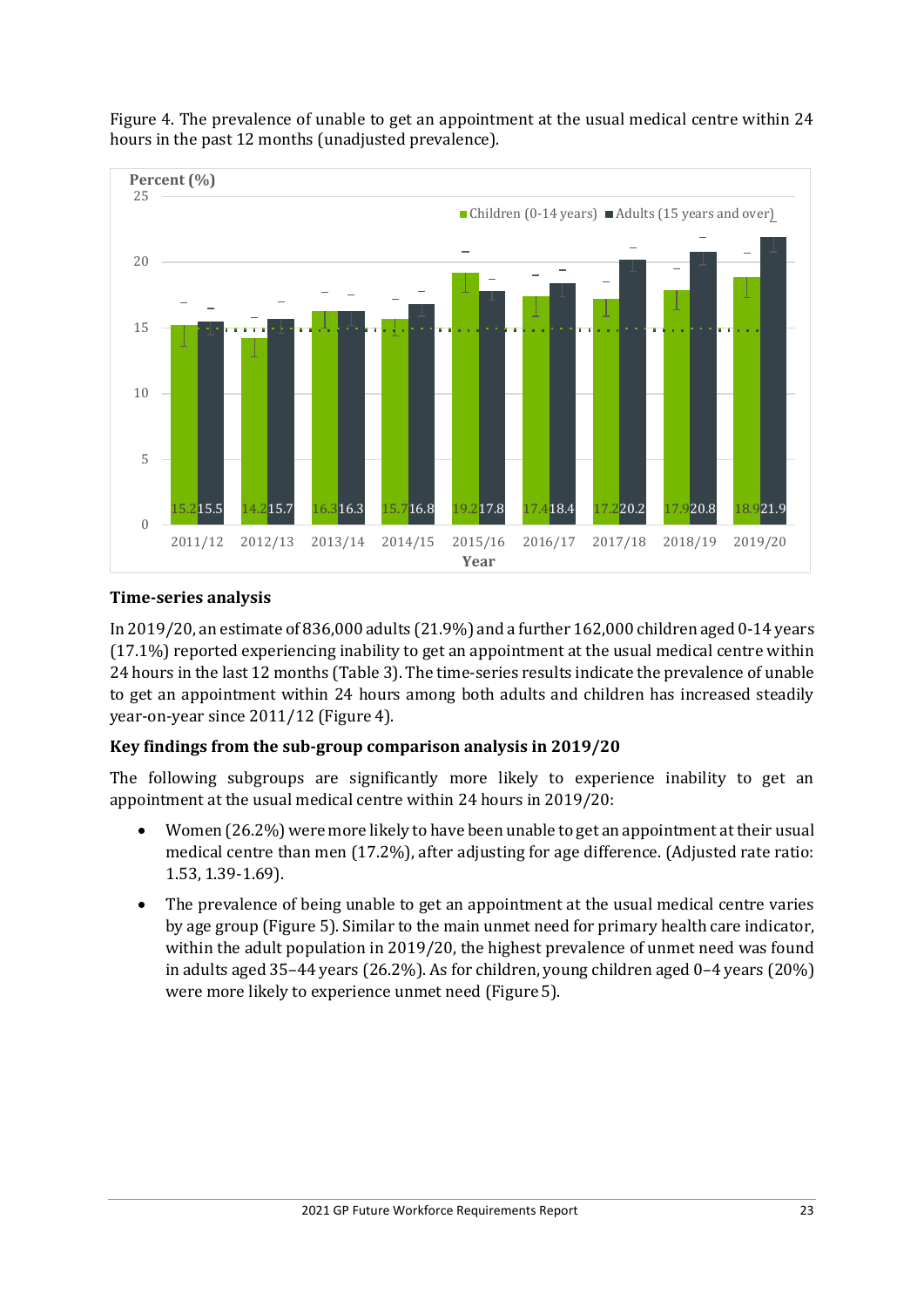Figure 4. The prevalence of unable to get an appointment at the usual medical centre within 24 hours in the past 12 months (unadjusted prevalence).

| Year | Children (0-14 years) | Adults (15 years and over) |
|---|---|---|
| 2011/12 | 15.2 | 15.5 |
| 2012/13 | 14.2 | 15.7 |
| 2013/14 | 16.3 | 16.3 |
| 2014/15 | 15.7 | 16.8 |
| 2015/16 | 19.2 | 17.8 |
| 2016/17 | 17.4 | 18.4 |
| 2017/18 | 17.2 | 20.2 |
| 2018/19 | 17.9 | 20.8 |
| 2019/20 | 18.9 | 21.9 |

### Time-series analysis

In 2019/20, an estimate of 836,000 adults (21.9%) and a further 162,000 children aged 0-14 years (17.1%) reported experiencing inability to get an appointment at the usual medical centre within 24 hours in the last 12 months (Table 3). The time-series results indicate the prevalence of unable to get an appointment within 24 hours among both adults and children has increased steadily year-on-year since 2011/12 (Figure 4).

### Key findings from the sub-group comparison analysis in 2019/20

The following subgroups are significantly more likely to experience inability to get an appointment at the usual medical centre within 24 hours in 2019/20:

- Women (26.2%) were more likely to have been unable to get an appointment at their usual medical centre than men (17.2%), after adjusting for age difference. (Adjusted rate ratio: 1.53, 1.39-1.69).
- The prevalence of being unable to get an appointment at the usual medical centre varies by age group (Figure 5). Similar to the main unmet need for primary health care indicator, within the adult population in 2019/20, the highest prevalence of unmet need was found in adults aged 35–44 years (26.2%). As for children, young children aged 0–4 years (20%) were more likely to experience unmet need (Figure 5).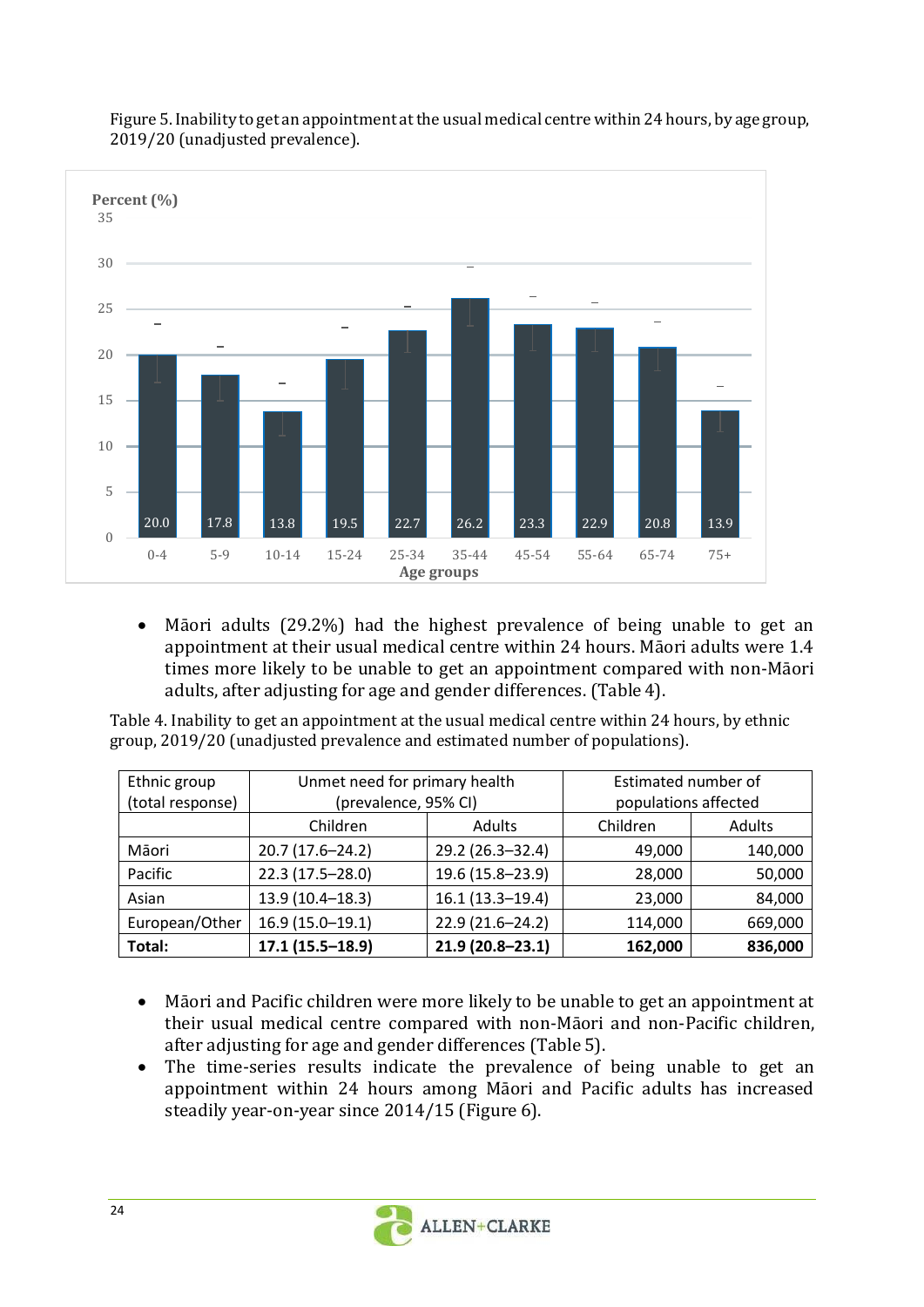Figure 5. Inability to get an appointment at the usual medical centre within 24 hours, by age group, 2019/20 (unadjusted prevalence).

| Age groups | Percent (%) |
|---|---|
| 0-4 | 20.0 |
| 5-9 | 17.8 |
| 10-14 | 13.8 |
| 15-24 | 19.5 |
| 25-34 | 22.7 |
| 35-44 | 26.2 |
| 45-54 | 23.3 |
| 55-64 | 22.9 |
| 65-74 | 20.8 |
| 75+ | 13.9 |

- Māori adults (29.2%) had the highest prevalence of being unable to get an appointment at their usual medical centre within 24 hours. Māori adults were 1.4 times more likely to be unable to get an appointment compared with non-Māori adults, after adjusting for age and gender differences. (Table 4).

Table 4. Inability to get an appointment at the usual medical centre within 24 hours, by ethnic group, 2019/20 (unadjusted prevalence and estimated number of populations).

| Ethnic group (total response) | Unmet need for primary health (prevalence, 95% CI) | | Estimated number of populations affected | |
|---|---|---|---|---|
| | Children | Adults | Children | Adults |
| Māori | 20.7 (17.6–24.2) | 29.2 (26.3–32.4) | 49,000 | 140,000 |
| Pacific | 22.3 (17.5–28.0) | 19.6 (15.8–23.9) | 28,000 | 50,000 |
| Asian | 13.9 (10.4–18.3) | 16.1 (13.3–19.4) | 23,000 | 84,000 |
| European/Other | 16.9 (15.0–19.1) | 22.9 (21.6–24.2) | 114,000 | 669,000 |
| **Total:** | **17.1 (15.5–18.9)** | **21.9 (20.8–23.1)** | **162,000** | **836,000** |

- Māori and Pacific children were more likely to be unable to get an appointment at their usual medical centre compared with non-Māori and non-Pacific children, after adjusting for age and gender differences (Table 5).
- The time-series results indicate the prevalence of being unable to get an appointment within 24 hours among Māori and Pacific adults has increased steadily year-on-year since 2014/15 (Figure 6).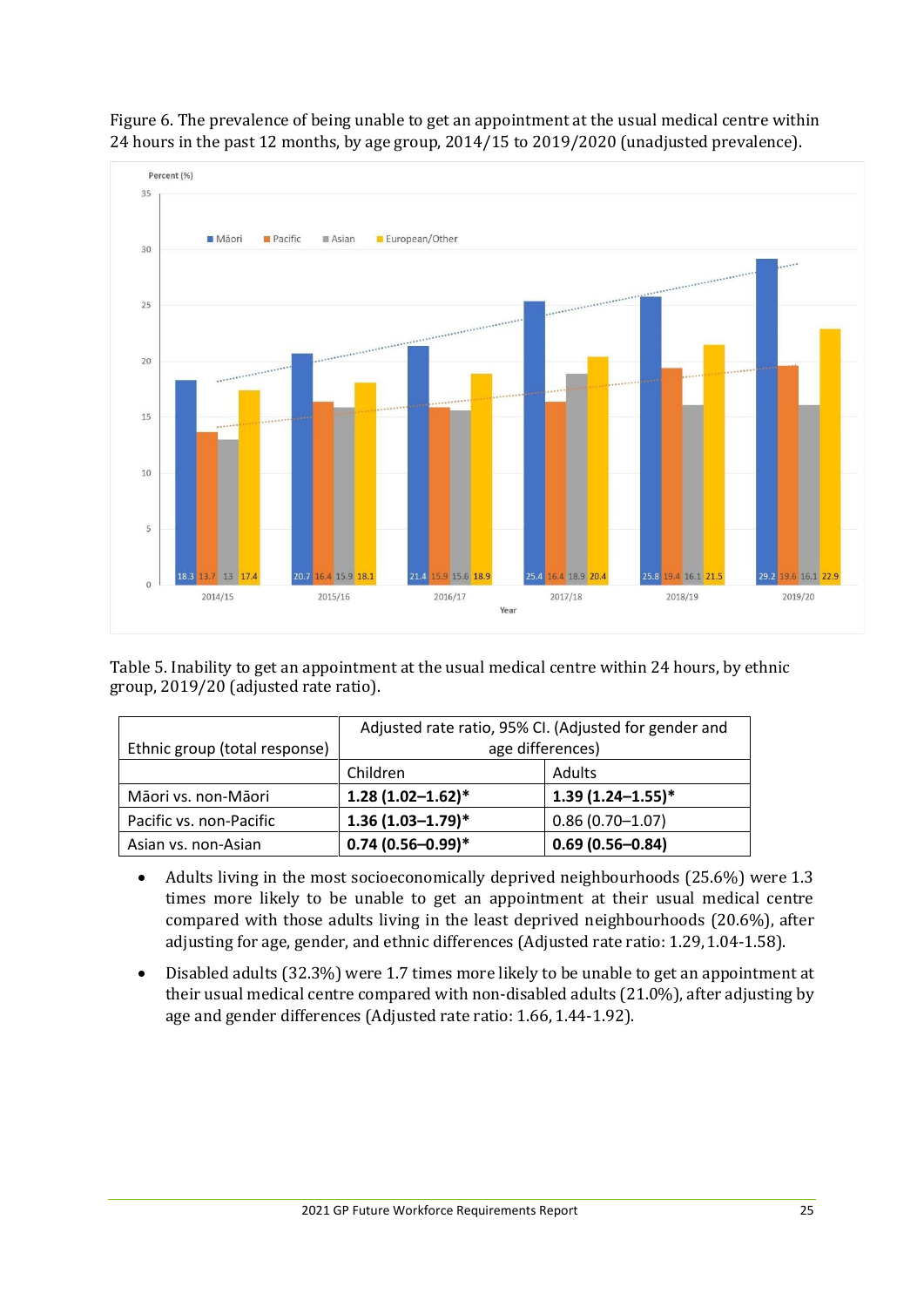Figure 6. The prevalence of being unable to get an appointment at the usual medical centre within 24 hours in the past 12 months, by age group, 2014/15 to 2019/2020 (unadjusted prevalence).

| Year | Māori | Pacific | Asian | European/Other |
|---|---|---|---|---|
| 2014/15 | 18.3 | 13.7 | 13 | 17.4 |
| 2015/16 | 20.7 | 16.4 | 15.9 | 18.1 |
| 2016/17 | 21.4 | 15.9 | 15.6 | 18.9 |
| 2017/18 | 25.4 | 16.4 | 18.9 | 20.4 |
| 2018/19 | 25.8 | 19.4 | 16.1 | 21.5 |
| 2019/20 | 29.2 | 19.6 | 16.1 | 22.9 |

Table 5. Inability to get an appointment at the usual medical centre within 24 hours, by ethnic group, 2019/20 (adjusted rate ratio).

| Ethnic group (total response) | Adjusted rate ratio, 95% CI. (Adjusted for gender and age differences) | |
|---|---|---|
| | Children | Adults |
| Māori vs. non-Māori | **1.28 (1.02–1.62)*** | **1.39 (1.24–1.55)*** |
| Pacific vs. non-Pacific | **1.36 (1.03–1.79)*** | 0.86 (0.70–1.07) |
| Asian vs. non-Asian | **0.74 (0.56–0.99)*** | **0.69 (0.56–0.84)** |

- Adults living in the most socioeconomically deprived neighbourhoods (25.6%) were 1.3 times more likely to be unable to get an appointment at their usual medical centre compared with those adults living in the least deprived neighbourhoods (20.6%), after adjusting for age, gender, and ethnic differences (Adjusted rate ratio: 1.29, 1.04-1.58).
- Disabled adults (32.3%) were 1.7 times more likely to be unable to get an appointment at their usual medical centre compared with non-disabled adults (21.0%), after adjusting by age and gender differences (Adjusted rate ratio: 1.66, 1.44-1.92).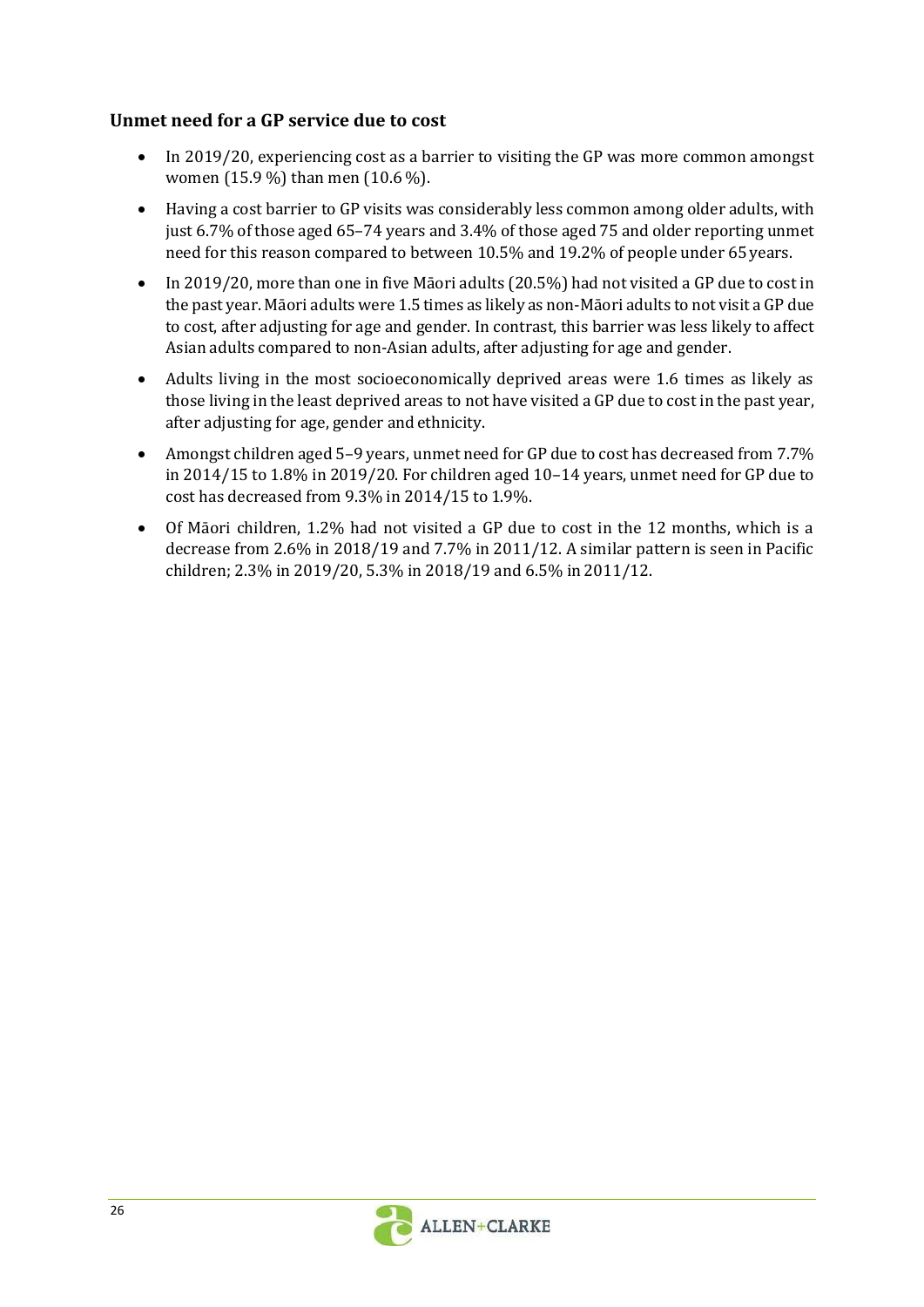### Unmet need for a GP service due to cost

- In 2019/20, experiencing cost as a barrier to visiting the GP was more common amongst women (15.9 %) than men (10.6 %).
- Having a cost barrier to GP visits was considerably less common among older adults, with just 6.7% of those aged 65–74 years and 3.4% of those aged 75 and older reporting unmet need for this reason compared to between 10.5% and 19.2% of people under 65 years.
- In 2019/20, more than one in five Māori adults (20.5%) had not visited a GP due to cost in the past year. Māori adults were 1.5 times as likely as non-Māori adults to not visit a GP due to cost, after adjusting for age and gender. In contrast, this barrier was less likely to affect Asian adults compared to non-Asian adults, after adjusting for age and gender.
- Adults living in the most socioeconomically deprived areas were 1.6 times as likely as those living in the least deprived areas to not have visited a GP due to cost in the past year, after adjusting for age, gender and ethnicity.
- Amongst children aged 5–9 years, unmet need for GP due to cost has decreased from 7.7% in 2014/15 to 1.8% in 2019/20. For children aged 10–14 years, unmet need for GP due to cost has decreased from 9.3% in 2014/15 to 1.9%.
- Of Māori children, 1.2% had not visited a GP due to cost in the 12 months, which is a decrease from 2.6% in 2018/19 and 7.7% in 2011/12. A similar pattern is seen in Pacific children; 2.3% in 2019/20, 5.3% in 2018/19 and 6.5% in 2011/12.